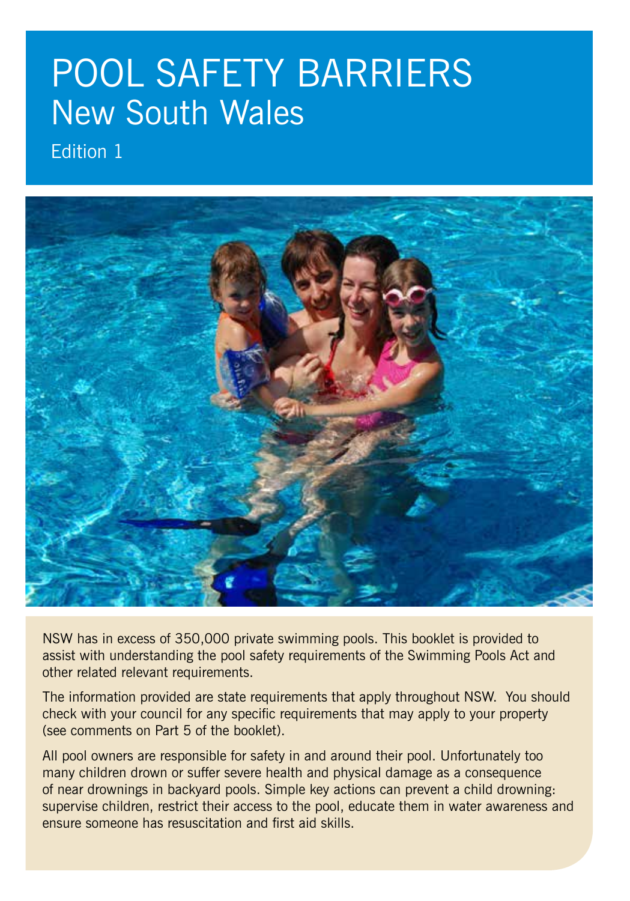# POOL SAFETY BARRIERS
## New South Wales

Edition 1

NSW has in excess of 350,000 private swimming pools. This booklet is provided to assist with understanding the pool safety requirements of the Swimming Pools Act and other related relevant requirements.

The information provided are state requirements that apply throughout NSW. You should check with your council for any specific requirements that may apply to your property (see comments on Part 5 of the booklet).

All pool owners are responsible for safety in and around their pool. Unfortunately too many children drown or suffer severe health and physical damage as a consequence of near drownings in backyard pools. Simple key actions can prevent a child drowning: supervise children, restrict their access to the pool, educate them in water awareness and ensure someone has resuscitation and first aid skills.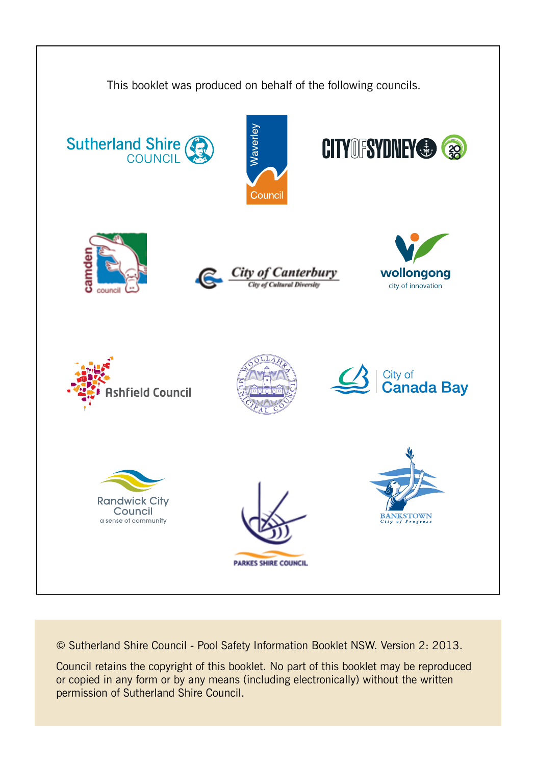This booklet was produced on behalf of the following councils.

Sutherland Shire COUNCIL

Waverley Council

CITY OF SYDNEY

camden council

City of Canterbury
City of Cultural Diversity

wollongong
city of innovation

Ashfield Council

Woollahra Municipal Council

City of Canada Bay

Randwick City Council
a sense of community

PARKES SHIRE COUNCIL

BANKSTOWN
City of Progress

© Sutherland Shire Council - Pool Safety Information Booklet NSW. Version 2: 2013.

Council retains the copyright of this booklet. No part of this booklet may be reproduced or copied in any form or by any means (including electronically) without the written permission of Sutherland Shire Council.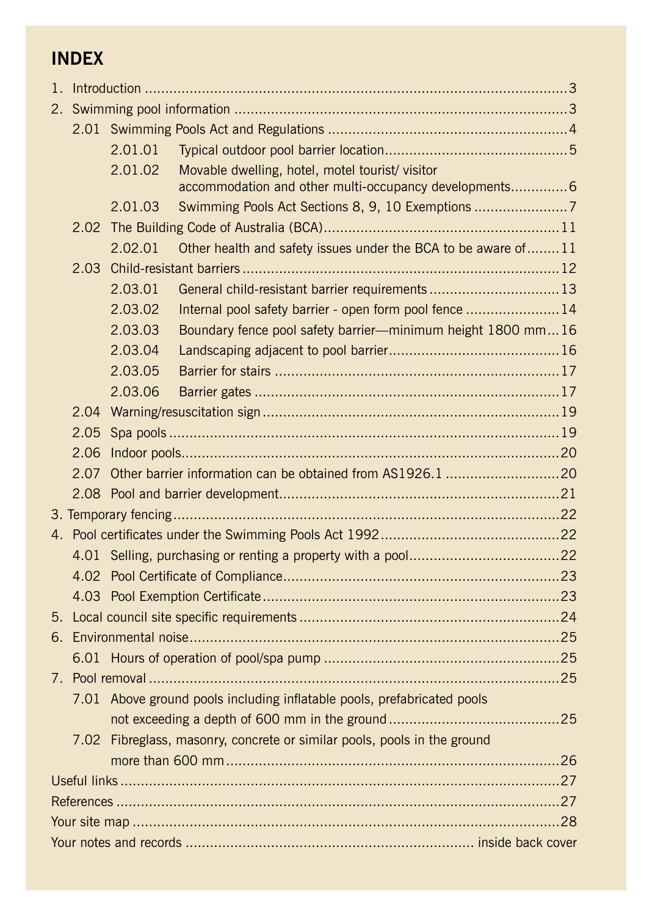# INDEX

1. Introduction ..........3
2. Swimming pool information ..........3
   - 2.01 Swimming Pools Act and Regulations ..........4
     - 2.01.01 Typical outdoor pool barrier location..........5
     - 2.01.02 Movable dwelling, hotel, motel tourist/ visitor accommodation and other multi-occupancy developments..........6
     - 2.01.03 Swimming Pools Act Sections 8, 9, 10 Exemptions ..........7
   - 2.02 The Building Code of Australia (BCA)..........11
     - 2.02.01 Other health and safety issues under the BCA to be aware of..........11
   - 2.03 Child-resistant barriers..........12
     - 2.03.01 General child-resistant barrier requirements..........13
     - 2.03.02 Internal pool safety barrier - open form pool fence..........14
     - 2.03.03 Boundary fence pool safety barrier—minimum height 1800 mm..........16
     - 2.03.04 Landscaping adjacent to pool barrier..........16
     - 2.03.05 Barrier for stairs..........17
     - 2.03.06 Barrier gates..........17
   - 2.04 Warning/resuscitation sign..........19
   - 2.05 Spa pools..........19
   - 2.06 Indoor pools..........20
   - 2.07 Other barrier information can be obtained from AS1926.1..........20
   - 2.08 Pool and barrier development..........21
3. Temporary fencing..........22
4. Pool certificates under the Swimming Pools Act 1992..........22
   - 4.01 Selling, purchasing or renting a property with a pool..........22
   - 4.02 Pool Certificate of Compliance..........23
   - 4.03 Pool Exemption Certificate..........23
5. Local council site specific requirements..........24
6. Environmental noise..........25
   - 6.01 Hours of operation of pool/spa pump..........25
7. Pool removal..........25
   - 7.01 Above ground pools including inflatable pools, prefabricated pools not exceeding a depth of 600 mm in the ground..........25
   - 7.02 Fibreglass, masonry, concrete or similar pools, pools in the ground more than 600 mm..........26

Useful links..........27

References..........27

Your site map..........28

Your notes and records.......... inside back cover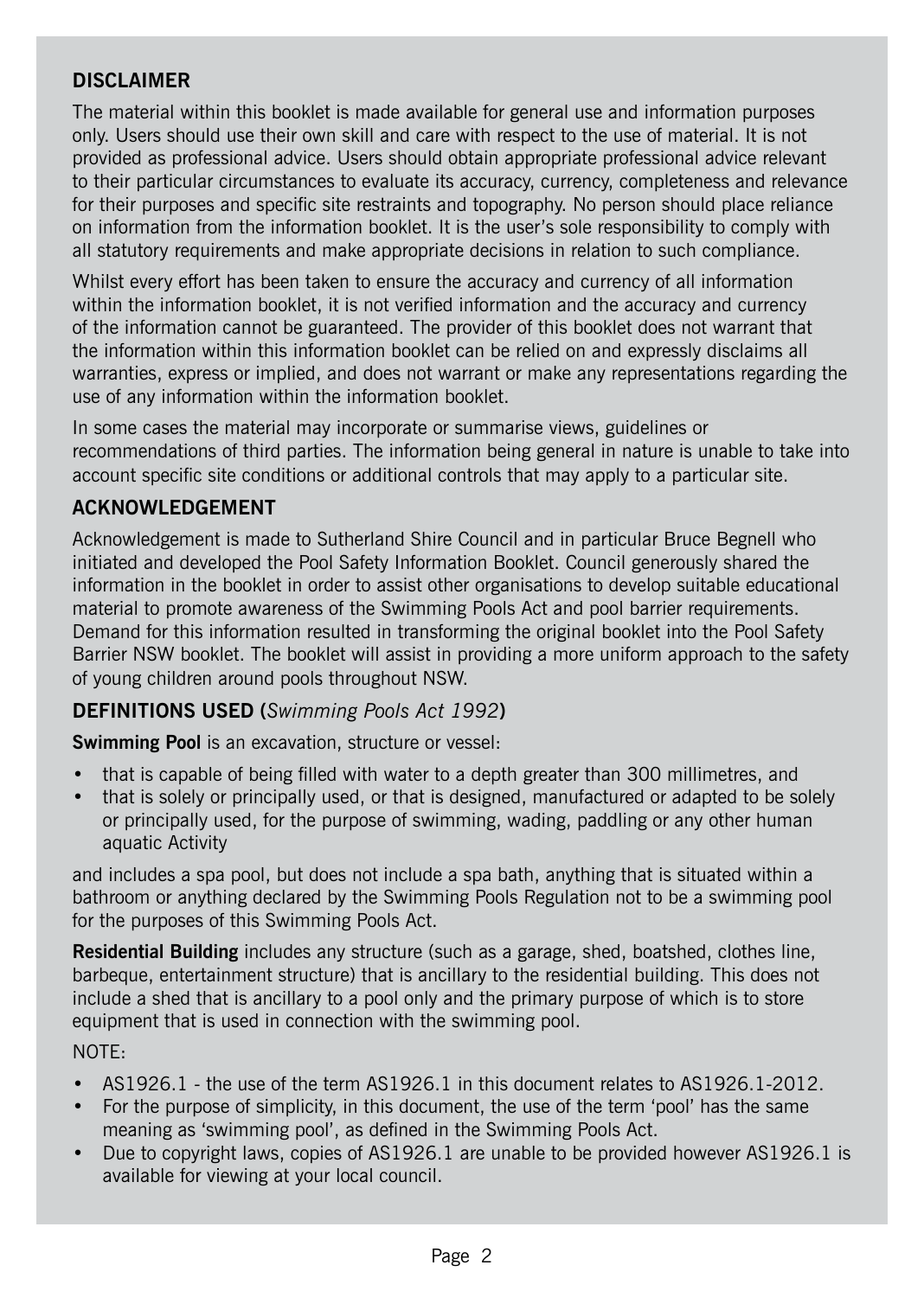## DISCLAIMER

The material within this booklet is made available for general use and information purposes only. Users should use their own skill and care with respect to the use of material. It is not provided as professional advice. Users should obtain appropriate professional advice relevant to their particular circumstances to evaluate its accuracy, currency, completeness and relevance for their purposes and specific site restraints and topography. No person should place reliance on information from the information booklet. It is the user's sole responsibility to comply with all statutory requirements and make appropriate decisions in relation to such compliance.

Whilst every effort has been taken to ensure the accuracy and currency of all information within the information booklet, it is not verified information and the accuracy and currency of the information cannot be guaranteed. The provider of this booklet does not warrant that the information within this information booklet can be relied on and expressly disclaims all warranties, express or implied, and does not warrant or make any representations regarding the use of any information within the information booklet.

In some cases the material may incorporate or summarise views, guidelines or recommendations of third parties. The information being general in nature is unable to take into account specific site conditions or additional controls that may apply to a particular site.

## ACKNOWLEDGEMENT

Acknowledgement is made to Sutherland Shire Council and in particular Bruce Begnell who initiated and developed the Pool Safety Information Booklet. Council generously shared the information in the booklet in order to assist other organisations to develop suitable educational material to promote awareness of the Swimming Pools Act and pool barrier requirements. Demand for this information resulted in transforming the original booklet into the Pool Safety Barrier NSW booklet. The booklet will assist in providing a more uniform approach to the safety of young children around pools throughout NSW.

## DEFINITIONS USED (*Swimming Pools Act 1992*)

**Swimming Pool** is an excavation, structure or vessel:

- that is capable of being filled with water to a depth greater than 300 millimetres, and
- that is solely or principally used, or that is designed, manufactured or adapted to be solely or principally used, for the purpose of swimming, wading, paddling or any other human aquatic Activity

and includes a spa pool, but does not include a spa bath, anything that is situated within a bathroom or anything declared by the Swimming Pools Regulation not to be a swimming pool for the purposes of this Swimming Pools Act.

**Residential Building** includes any structure (such as a garage, shed, boatshed, clothes line, barbeque, entertainment structure) that is ancillary to the residential building. This does not include a shed that is ancillary to a pool only and the primary purpose of which is to store equipment that is used in connection with the swimming pool.

NOTE:

- AS1926.1 - the use of the term AS1926.1 in this document relates to AS1926.1-2012.
- For the purpose of simplicity, in this document, the use of the term 'pool' has the same meaning as 'swimming pool', as defined in the Swimming Pools Act.
- Due to copyright laws, copies of AS1926.1 are unable to be provided however AS1926.1 is available for viewing at your local council.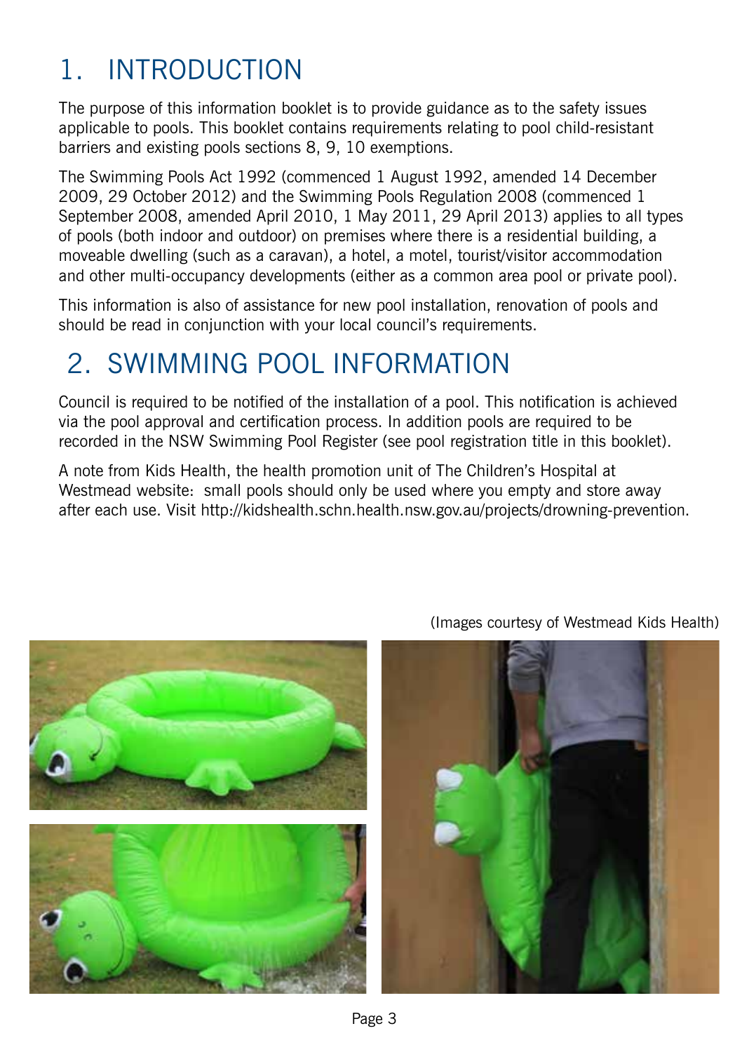# 1. INTRODUCTION

The purpose of this information booklet is to provide guidance as to the safety issues applicable to pools. This booklet contains requirements relating to pool child-resistant barriers and existing pools sections 8, 9, 10 exemptions.

The Swimming Pools Act 1992 (commenced 1 August 1992, amended 14 December 2009, 29 October 2012) and the Swimming Pools Regulation 2008 (commenced 1 September 2008, amended April 2010, 1 May 2011, 29 April 2013) applies to all types of pools (both indoor and outdoor) on premises where there is a residential building, a moveable dwelling (such as a caravan), a hotel, a motel, tourist/visitor accommodation and other multi-occupancy developments (either as a common area pool or private pool).

This information is also of assistance for new pool installation, renovation of pools and should be read in conjunction with your local council's requirements.

# 2. SWIMMING POOL INFORMATION

Council is required to be notified of the installation of a pool. This notification is achieved via the pool approval and certification process. In addition pools are required to be recorded in the NSW Swimming Pool Register (see pool registration title in this booklet).

A note from Kids Health, the health promotion unit of The Children's Hospital at Westmead website: small pools should only be used where you empty and store away after each use. Visit http://kidshealth.schn.health.nsw.gov.au/projects/drowning-prevention.

(Images courtesy of Westmead Kids Health)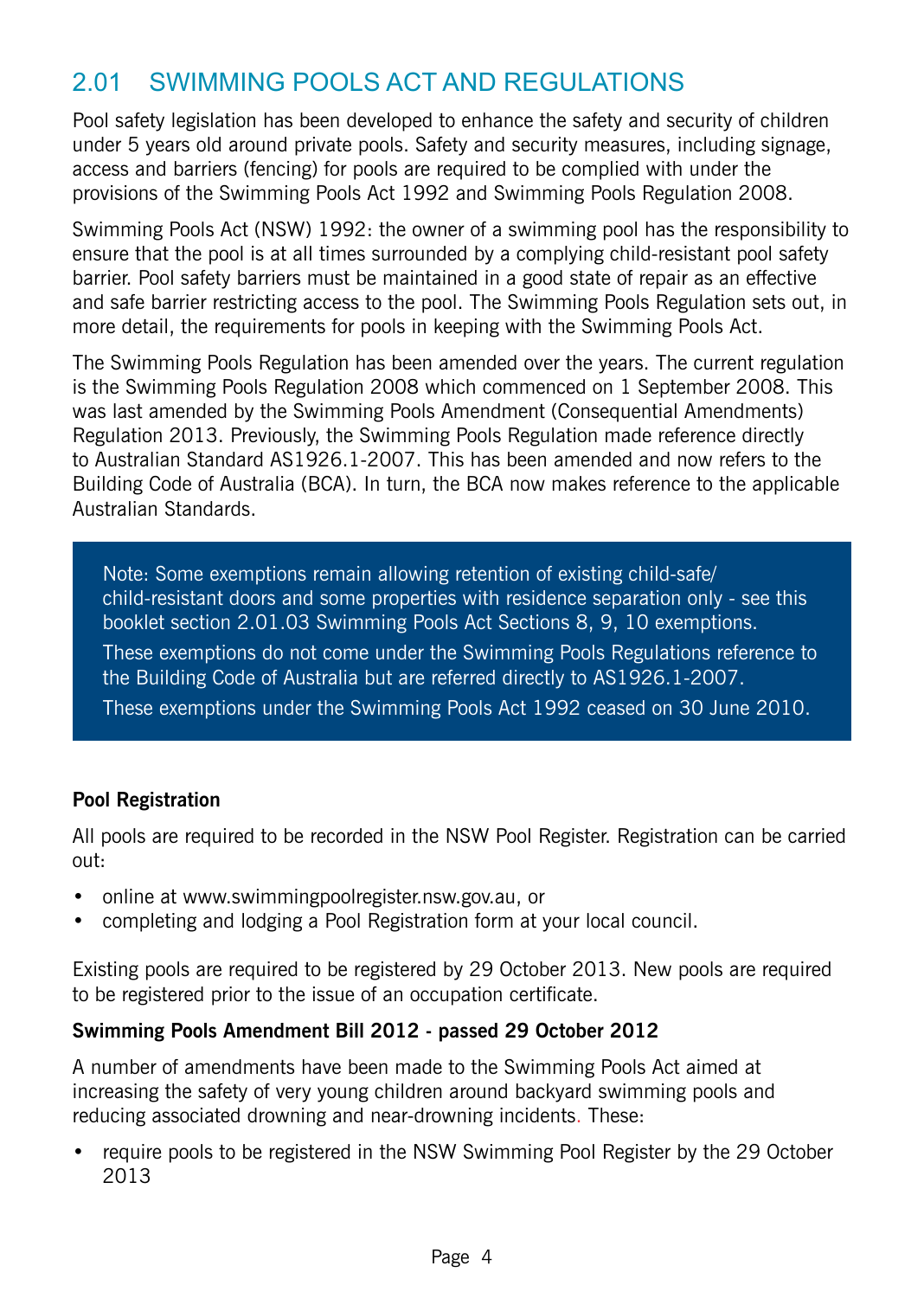## 2.01 SWIMMING POOLS ACT AND REGULATIONS

Pool safety legislation has been developed to enhance the safety and security of children under 5 years old around private pools. Safety and security measures, including signage, access and barriers (fencing) for pools are required to be complied with under the provisions of the Swimming Pools Act 1992 and Swimming Pools Regulation 2008.

Swimming Pools Act (NSW) 1992: the owner of a swimming pool has the responsibility to ensure that the pool is at all times surrounded by a complying child-resistant pool safety barrier. Pool safety barriers must be maintained in a good state of repair as an effective and safe barrier restricting access to the pool. The Swimming Pools Regulation sets out, in more detail, the requirements for pools in keeping with the Swimming Pools Act.

The Swimming Pools Regulation has been amended over the years. The current regulation is the Swimming Pools Regulation 2008 which commenced on 1 September 2008. This was last amended by the Swimming Pools Amendment (Consequential Amendments) Regulation 2013. Previously, the Swimming Pools Regulation made reference directly to Australian Standard AS1926.1-2007. This has been amended and now refers to the Building Code of Australia (BCA). In turn, the BCA now makes reference to the applicable Australian Standards.

> Note: Some exemptions remain allowing retention of existing child-safe/child-resistant doors and some properties with residence separation only - see this booklet section 2.01.03 Swimming Pools Act Sections 8, 9, 10 exemptions.
>
> These exemptions do not come under the Swimming Pools Regulations reference to the Building Code of Australia but are referred directly to AS1926.1-2007.
>
> These exemptions under the Swimming Pools Act 1992 ceased on 30 June 2010.

**Pool Registration**

All pools are required to be recorded in the NSW Pool Register. Registration can be carried out:

- online at www.swimmingpoolregister.nsw.gov.au, or
- completing and lodging a Pool Registration form at your local council.

Existing pools are required to be registered by 29 October 2013. New pools are required to be registered prior to the issue of an occupation certificate.

**Swimming Pools Amendment Bill 2012 - passed 29 October 2012**

A number of amendments have been made to the Swimming Pools Act aimed at increasing the safety of very young children around backyard swimming pools and reducing associated drowning and near-drowning incidents. These:

- require pools to be registered in the NSW Swimming Pool Register by the 29 October 2013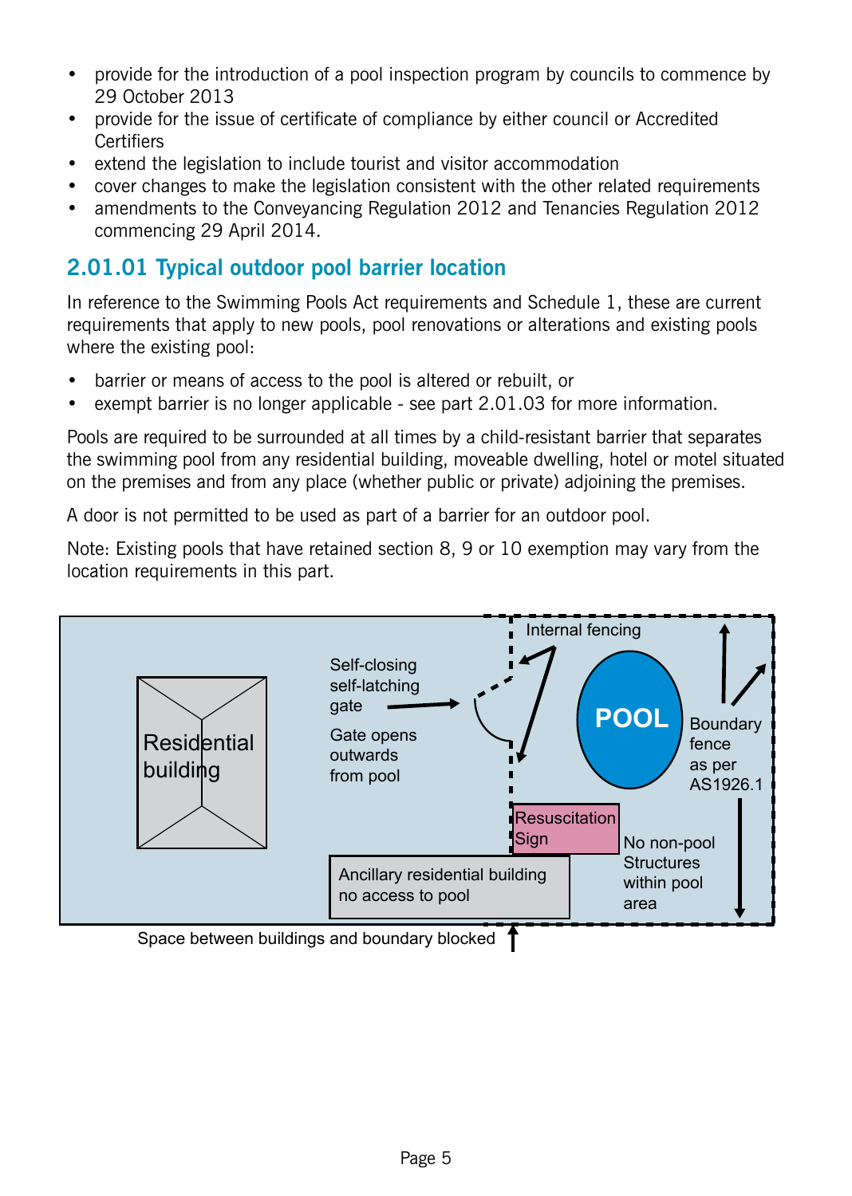- provide for the introduction of a pool inspection program by councils to commence by 29 October 2013
- provide for the issue of certificate of compliance by either council or Accredited Certifiers
- extend the legislation to include tourist and visitor accommodation
- cover changes to make the legislation consistent with the other related requirements
- amendments to the Conveyancing Regulation 2012 and Tenancies Regulation 2012 commencing 29 April 2014.

## 2.01.01 Typical outdoor pool barrier location

In reference to the Swimming Pools Act requirements and Schedule 1, these are current requirements that apply to new pools, pool renovations or alterations and existing pools where the existing pool:

- barrier or means of access to the pool is altered or rebuilt, or
- exempt barrier is no longer applicable - see part 2.01.03 for more information.

Pools are required to be surrounded at all times by a child-resistant barrier that separates the swimming pool from any residential building, moveable dwelling, hotel or motel situated on the premises and from any place (whether public or private) adjoining the premises.

A door is not permitted to be used as part of a barrier for an outdoor pool.

Note: Existing pools that have retained section 8, 9 or 10 exemption may vary from the location requirements in this part.

Residential building

Self-closing self-latching gate

Gate opens outwards from pool

Internal fencing

POOL

Boundary fence as per AS1926.1

Resuscitation Sign

No non-pool Structures within pool area

Ancillary residential building no access to pool

Space between buildings and boundary blocked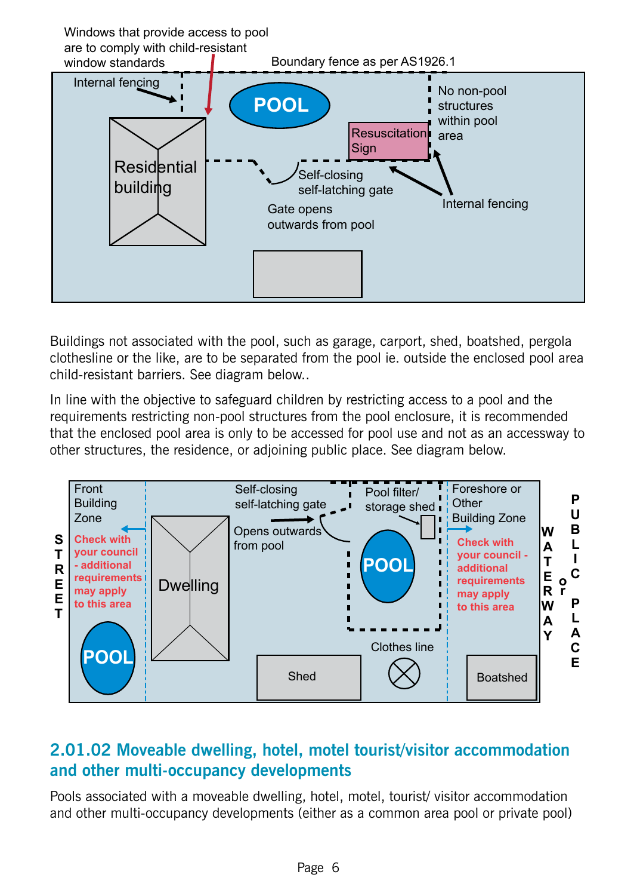Buildings not associated with the pool, such as garage, carport, shed, boatshed, pergola clothesline or the like, are to be separated from the pool ie. outside the enclosed pool area child-resistant barriers. See diagram below..

In line with the objective to safeguard children by restricting access to a pool and the requirements restricting non-pool structures from the pool enclosure, it is recommended that the enclosed pool area is only to be accessed for pool use and not as an accessway to other structures, the residence, or adjoining public place. See diagram below.

## 2.01.02 Moveable dwelling, hotel, motel tourist/visitor accommodation and other multi-occupancy developments

Pools associated with a moveable dwelling, hotel, motel, tourist/ visitor accommodation and other multi-occupancy developments (either as a common area pool or private pool)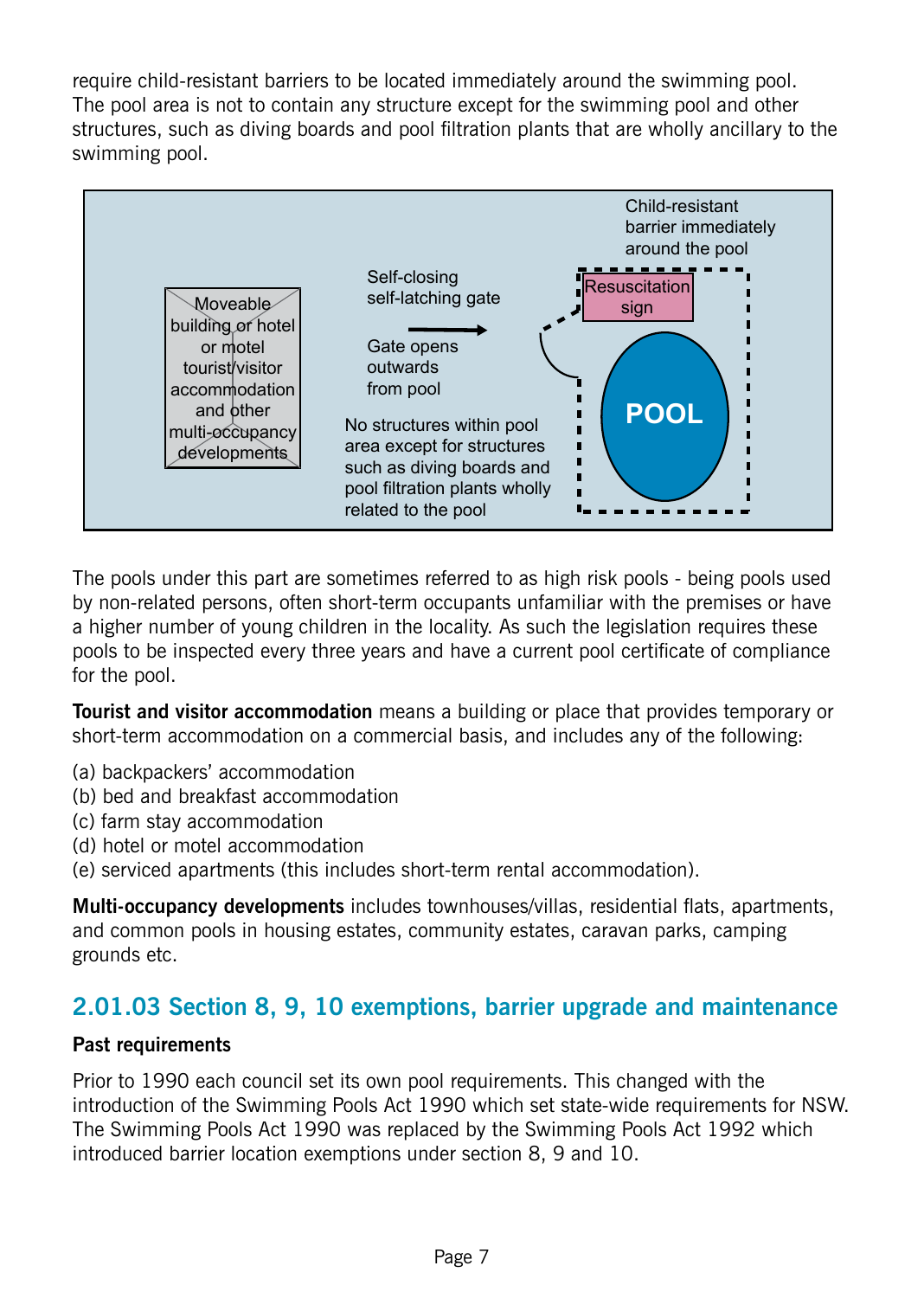require child-resistant barriers to be located immediately around the swimming pool. The pool area is not to contain any structure except for the swimming pool and other structures, such as diving boards and pool filtration plants that are wholly ancillary to the swimming pool.

Moveable building or hotel or motel tourist/visitor accommodation and other multi-occupancy developments

Self-closing self-latching gate

Gate opens outwards from pool

No structures within pool area except for structures such as diving boards and pool filtration plants wholly related to the pool

Child-resistant barrier immediately around the pool

Resuscitation sign

POOL

The pools under this part are sometimes referred to as high risk pools - being pools used by non-related persons, often short-term occupants unfamiliar with the premises or have a higher number of young children in the locality. As such the legislation requires these pools to be inspected every three years and have a current pool certificate of compliance for the pool.

**Tourist and visitor accommodation** means a building or place that provides temporary or short-term accommodation on a commercial basis, and includes any of the following:

(a) backpackers' accommodation
(b) bed and breakfast accommodation
(c) farm stay accommodation
(d) hotel or motel accommodation
(e) serviced apartments (this includes short-term rental accommodation).

**Multi-occupancy developments** includes townhouses/villas, residential flats, apartments, and common pools in housing estates, community estates, caravan parks, camping grounds etc.

## 2.01.03 Section 8, 9, 10 exemptions, barrier upgrade and maintenance

**Past requirements**

Prior to 1990 each council set its own pool requirements. This changed with the introduction of the Swimming Pools Act 1990 which set state-wide requirements for NSW. The Swimming Pools Act 1990 was replaced by the Swimming Pools Act 1992 which introduced barrier location exemptions under section 8, 9 and 10.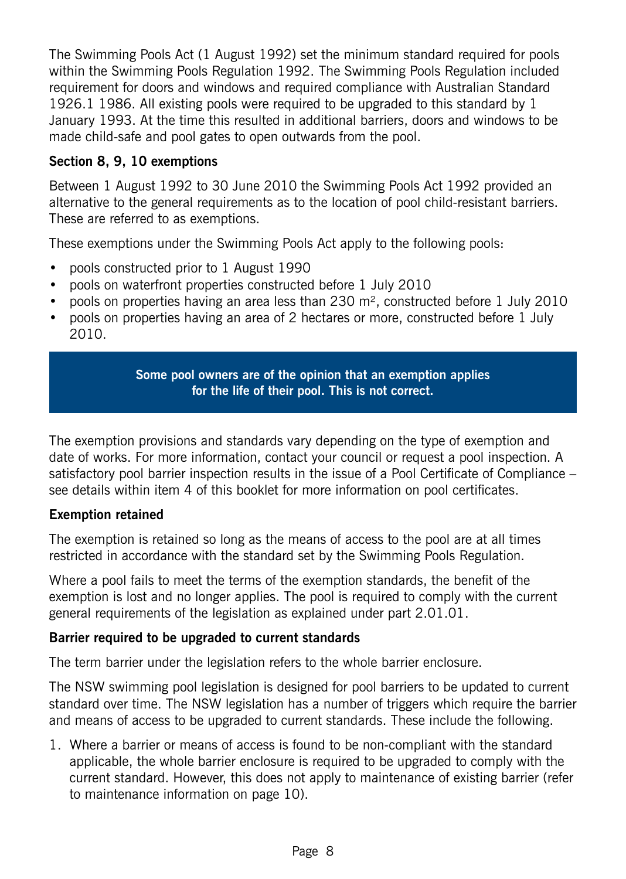The Swimming Pools Act (1 August 1992) set the minimum standard required for pools within the Swimming Pools Regulation 1992. The Swimming Pools Regulation included requirement for doors and windows and required compliance with Australian Standard 1926.1 1986. All existing pools were required to be upgraded to this standard by 1 January 1993. At the time this resulted in additional barriers, doors and windows to be made child-safe and pool gates to open outwards from the pool.

### Section 8, 9, 10 exemptions

Between 1 August 1992 to 30 June 2010 the Swimming Pools Act 1992 provided an alternative to the general requirements as to the location of pool child-resistant barriers. These are referred to as exemptions.

These exemptions under the Swimming Pools Act apply to the following pools:

- pools constructed prior to 1 August 1990
- pools on waterfront properties constructed before 1 July 2010
- pools on properties having an area less than 230 $m^2$, constructed before 1 July 2010
- pools on properties having an area of 2 hectares or more, constructed before 1 July 2010.

**Some pool owners are of the opinion that an exemption applies for the life of their pool. This is not correct.**

The exemption provisions and standards vary depending on the type of exemption and date of works. For more information, contact your council or request a pool inspection. A satisfactory pool barrier inspection results in the issue of a Pool Certificate of Compliance – see details within item 4 of this booklet for more information on pool certificates.

### Exemption retained

The exemption is retained so long as the means of access to the pool are at all times restricted in accordance with the standard set by the Swimming Pools Regulation.

Where a pool fails to meet the terms of the exemption standards, the benefit of the exemption is lost and no longer applies. The pool is required to comply with the current general requirements of the legislation as explained under part 2.01.01.

### Barrier required to be upgraded to current standards

The term barrier under the legislation refers to the whole barrier enclosure.

The NSW swimming pool legislation is designed for pool barriers to be updated to current standard over time. The NSW legislation has a number of triggers which require the barrier and means of access to be upgraded to current standards. These include the following.

1. Where a barrier or means of access is found to be non-compliant with the standard applicable, the whole barrier enclosure is required to be upgraded to comply with the current standard. However, this does not apply to maintenance of existing barrier (refer to maintenance information on page 10).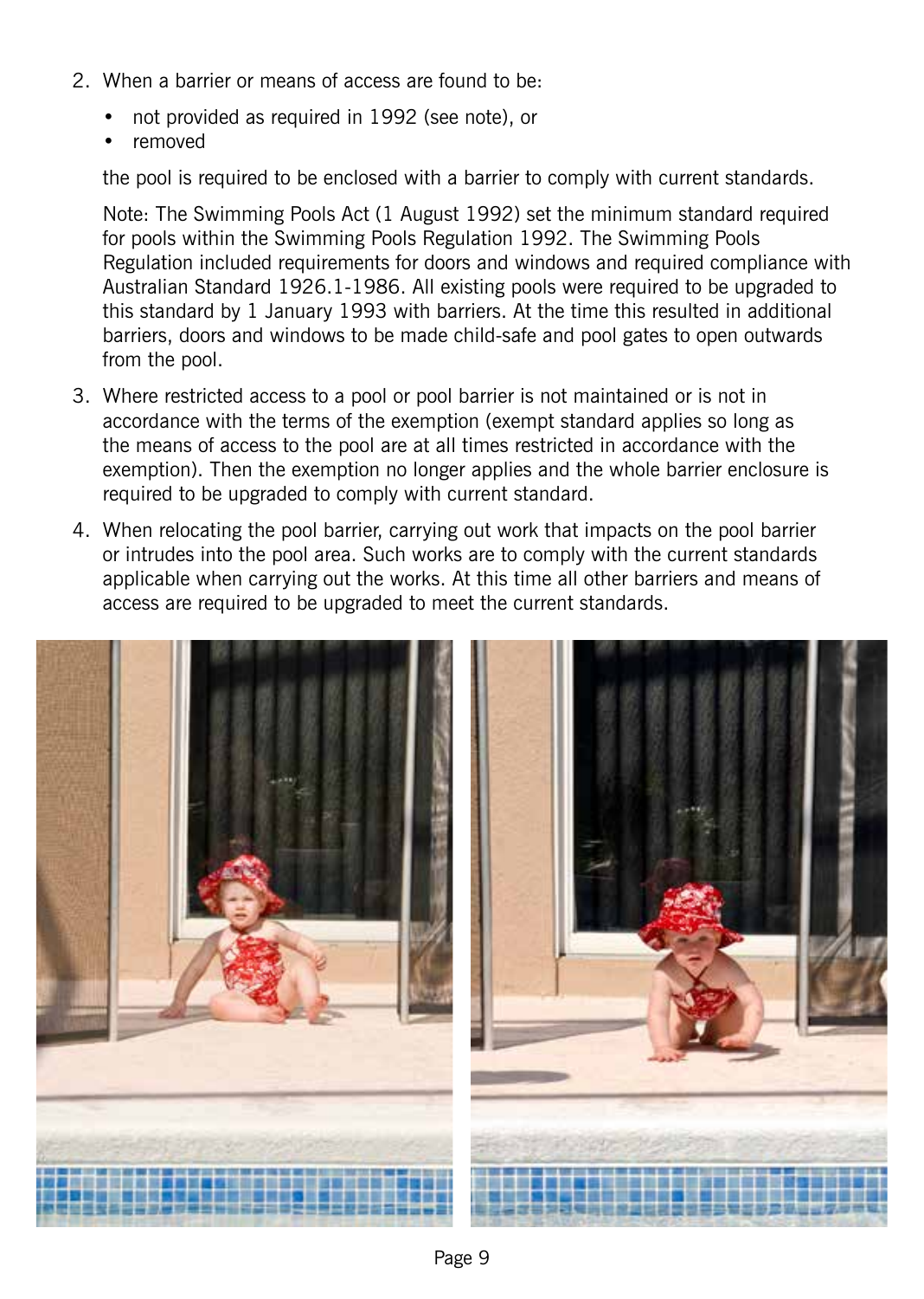2. When a barrier or means of access are found to be:

   - not provided as required in 1992 (see note), or
   - removed

   the pool is required to be enclosed with a barrier to comply with current standards.

   Note: The Swimming Pools Act (1 August 1992) set the minimum standard required for pools within the Swimming Pools Regulation 1992. The Swimming Pools Regulation included requirements for doors and windows and required compliance with Australian Standard 1926.1-1986. All existing pools were required to be upgraded to this standard by 1 January 1993 with barriers. At the time this resulted in additional barriers, doors and windows to be made child-safe and pool gates to open outwards from the pool.

3. Where restricted access to a pool or pool barrier is not maintained or is not in accordance with the terms of the exemption (exempt standard applies so long as the means of access to the pool are at all times restricted in accordance with the exemption). Then the exemption no longer applies and the whole barrier enclosure is required to be upgraded to comply with current standard.

4. When relocating the pool barrier, carrying out work that impacts on the pool barrier or intrudes into the pool area. Such works are to comply with the current standards applicable when carrying out the works. At this time all other barriers and means of access are required to be upgraded to meet the current standards.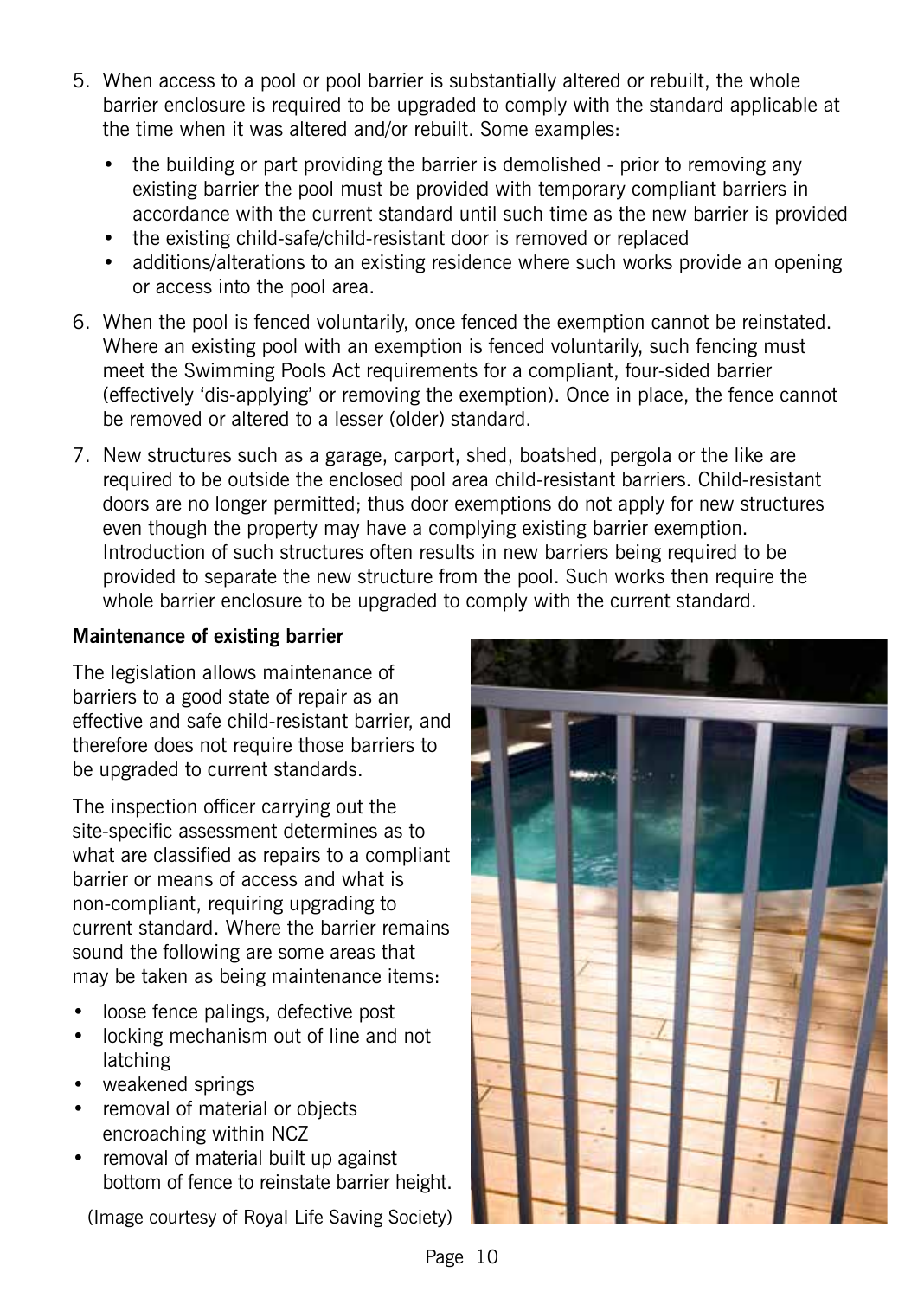5. When access to a pool or pool barrier is substantially altered or rebuilt, the whole barrier enclosure is required to be upgraded to comply with the standard applicable at the time when it was altered and/or rebuilt. Some examples:
   - the building or part providing the barrier is demolished - prior to removing any existing barrier the pool must be provided with temporary compliant barriers in accordance with the current standard until such time as the new barrier is provided
   - the existing child-safe/child-resistant door is removed or replaced
   - additions/alterations to an existing residence where such works provide an opening or access into the pool area.
6. When the pool is fenced voluntarily, once fenced the exemption cannot be reinstated. Where an existing pool with an exemption is fenced voluntarily, such fencing must meet the Swimming Pools Act requirements for a compliant, four-sided barrier (effectively 'dis-applying' or removing the exemption). Once in place, the fence cannot be removed or altered to a lesser (older) standard.
7. New structures such as a garage, carport, shed, boatshed, pergola or the like are required to be outside the enclosed pool area child-resistant barriers. Child-resistant doors are no longer permitted; thus door exemptions do not apply for new structures even though the property may have a complying existing barrier exemption. Introduction of such structures often results in new barriers being required to be provided to separate the new structure from the pool. Such works then require the whole barrier enclosure to be upgraded to comply with the current standard.

**Maintenance of existing barrier**

The legislation allows maintenance of barriers to a good state of repair as an effective and safe child-resistant barrier, and therefore does not require those barriers to be upgraded to current standards.

The inspection officer carrying out the site-specific assessment determines as to what are classified as repairs to a compliant barrier or means of access and what is non-compliant, requiring upgrading to current standard. Where the barrier remains sound the following are some areas that may be taken as being maintenance items:

- loose fence palings, defective post
- locking mechanism out of line and not latching
- weakened springs
- removal of material or objects encroaching within NCZ
- removal of material built up against bottom of fence to reinstate barrier height.

(Image courtesy of Royal Life Saving Society)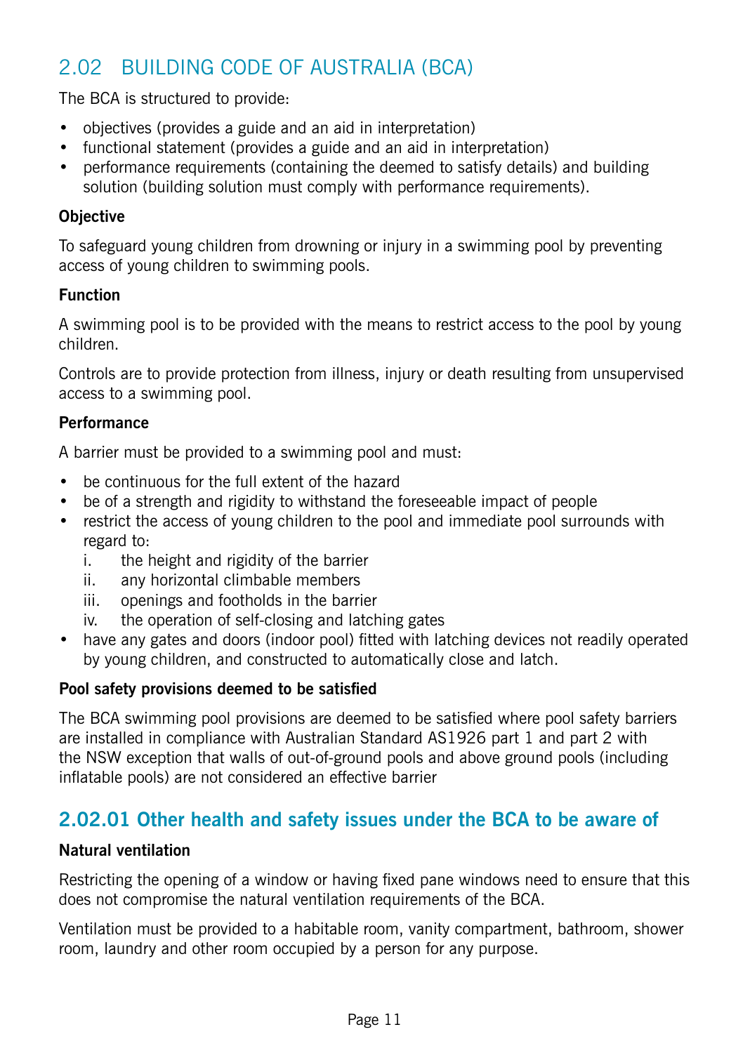## 2.02 BUILDING CODE OF AUSTRALIA (BCA)

The BCA is structured to provide:

- objectives (provides a guide and an aid in interpretation)
- functional statement (provides a guide and an aid in interpretation)
- performance requirements (containing the deemed to satisfy details) and building solution (building solution must comply with performance requirements).

**Objective**

To safeguard young children from drowning or injury in a swimming pool by preventing access of young children to swimming pools.

**Function**

A swimming pool is to be provided with the means to restrict access to the pool by young children.

Controls are to provide protection from illness, injury or death resulting from unsupervised access to a swimming pool.

**Performance**

A barrier must be provided to a swimming pool and must:

- be continuous for the full extent of the hazard
- be of a strength and rigidity to withstand the foreseeable impact of people
- restrict the access of young children to the pool and immediate pool surrounds with regard to:
  - i. the height and rigidity of the barrier
  - ii. any horizontal climbable members
  - iii. openings and footholds in the barrier
  - iv. the operation of self-closing and latching gates
- have any gates and doors (indoor pool) fitted with latching devices not readily operated by young children, and constructed to automatically close and latch.

**Pool safety provisions deemed to be satisfied**

The BCA swimming pool provisions are deemed to be satisfied where pool safety barriers are installed in compliance with Australian Standard AS1926 part 1 and part 2 with the NSW exception that walls of out-of-ground pools and above ground pools (including inflatable pools) are not considered an effective barrier

### 2.02.01 Other health and safety issues under the BCA to be aware of

**Natural ventilation**

Restricting the opening of a window or having fixed pane windows need to ensure that this does not compromise the natural ventilation requirements of the BCA.

Ventilation must be provided to a habitable room, vanity compartment, bathroom, shower room, laundry and other room occupied by a person for any purpose.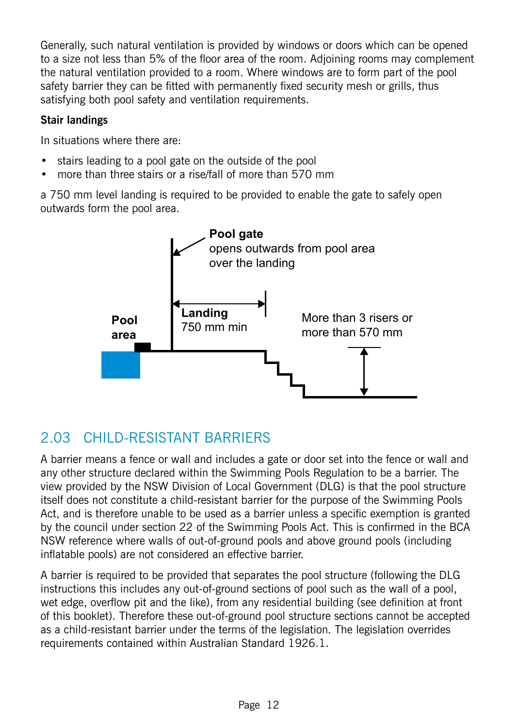Generally, such natural ventilation is provided by windows or doors which can be opened to a size not less than 5% of the floor area of the room. Adjoining rooms may complement the natural ventilation provided to a room. Where windows are to form part of the pool safety barrier they can be fitted with permanently fixed security mesh or grills, thus satisfying both pool safety and ventilation requirements.

**Stair landings**

In situations where there are:

- stairs leading to a pool gate on the outside of the pool
- more than three stairs or a rise/fall of more than 570 mm

a 750 mm level landing is required to be provided to enable the gate to safely open outwards form the pool area.

**Pool gate** opens outwards from pool area over the landing

**Pool area**

**Landing** 750 mm min

More than 3 risers or more than 570 mm

## 2.03 CHILD-RESISTANT BARRIERS

A barrier means a fence or wall and includes a gate or door set into the fence or wall and any other structure declared within the Swimming Pools Regulation to be a barrier. The view provided by the NSW Division of Local Government (DLG) is that the pool structure itself does not constitute a child-resistant barrier for the purpose of the Swimming Pools Act, and is therefore unable to be used as a barrier unless a specific exemption is granted by the council under section 22 of the Swimming Pools Act. This is confirmed in the BCA NSW reference where walls of out-of-ground pools and above ground pools (including inflatable pools) are not considered an effective barrier.

A barrier is required to be provided that separates the pool structure (following the DLG instructions this includes any out-of-ground sections of pool such as the wall of a pool, wet edge, overflow pit and the like), from any residential building (see definition at front of this booklet). Therefore these out-of-ground pool structure sections cannot be accepted as a child-resistant barrier under the terms of the legislation. The legislation overrides requirements contained within Australian Standard 1926.1.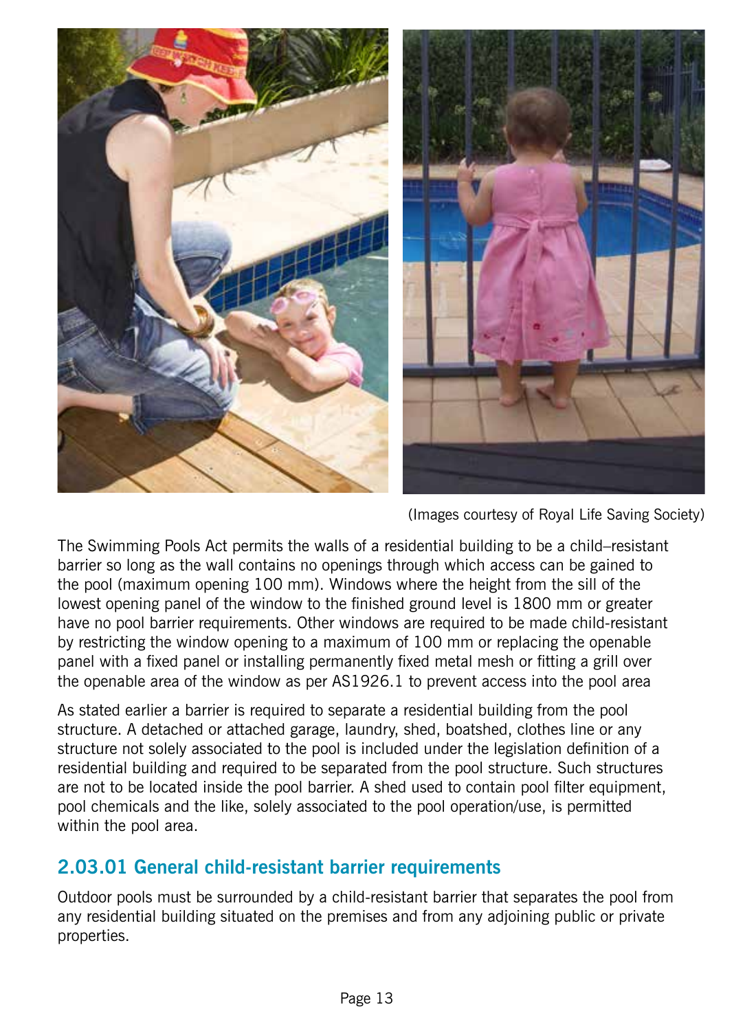(Images courtesy of Royal Life Saving Society)

The Swimming Pools Act permits the walls of a residential building to be a child–resistant barrier so long as the wall contains no openings through which access can be gained to the pool (maximum opening 100 mm). Windows where the height from the sill of the lowest opening panel of the window to the finished ground level is 1800 mm or greater have no pool barrier requirements. Other windows are required to be made child-resistant by restricting the window opening to a maximum of 100 mm or replacing the openable panel with a fixed panel or installing permanently fixed metal mesh or fitting a grill over the openable area of the window as per AS1926.1 to prevent access into the pool area

As stated earlier a barrier is required to separate a residential building from the pool structure. A detached or attached garage, laundry, shed, boatshed, clothes line or any structure not solely associated to the pool is included under the legislation definition of a residential building and required to be separated from the pool structure. Such structures are not to be located inside the pool barrier. A shed used to contain pool filter equipment, pool chemicals and the like, solely associated to the pool operation/use, is permitted within the pool area.

## 2.03.01 General child-resistant barrier requirements

Outdoor pools must be surrounded by a child-resistant barrier that separates the pool from any residential building situated on the premises and from any adjoining public or private properties.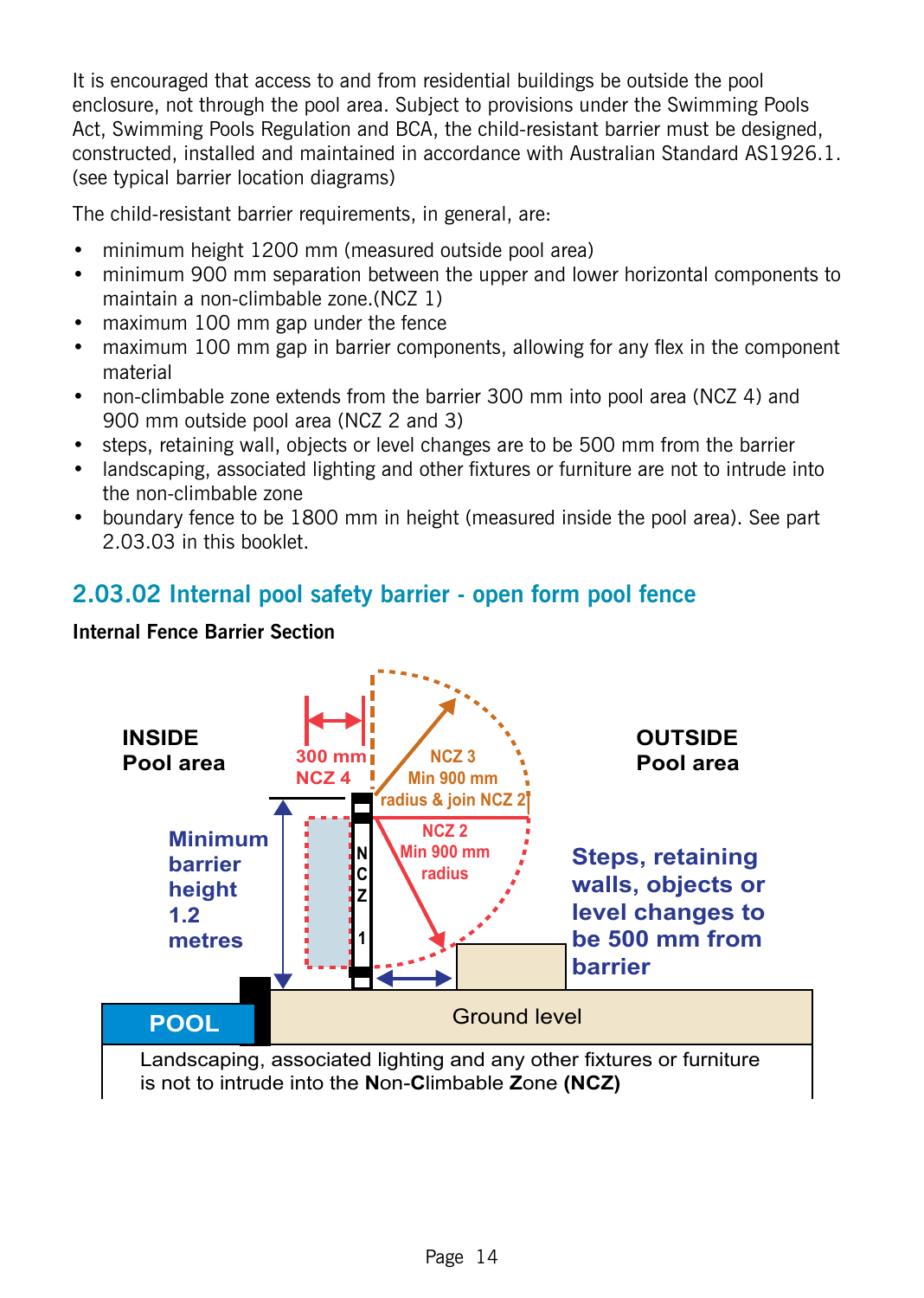It is encouraged that access to and from residential buildings be outside the pool enclosure, not through the pool area. Subject to provisions under the Swimming Pools Act, Swimming Pools Regulation and BCA, the child-resistant barrier must be designed, constructed, installed and maintained in accordance with Australian Standard AS1926.1. (see typical barrier location diagrams)

The child-resistant barrier requirements, in general, are:

- minimum height 1200 mm (measured outside pool area)
- minimum 900 mm separation between the upper and lower horizontal components to maintain a non-climbable zone.(NCZ 1)
- maximum 100 mm gap under the fence
- maximum 100 mm gap in barrier components, allowing for any flex in the component material
- non-climbable zone extends from the barrier 300 mm into pool area (NCZ 4) and 900 mm outside pool area (NCZ 2 and 3)
- steps, retaining wall, objects or level changes are to be 500 mm from the barrier
- landscaping, associated lighting and other fixtures or furniture are not to intrude into the non-climbable zone
- boundary fence to be 1800 mm in height (measured inside the pool area). See part 2.03.03 in this booklet.

## 2.03.02 Internal pool safety barrier - open form pool fence

**Internal Fence Barrier Section**

INSIDE Pool area

OUTSIDE Pool area

300 mm NCZ 4

NCZ 3 Min 900 mm radius & join NCZ 2

NCZ 2 Min 900 mm radius

NCZ 1

Minimum barrier height 1.2 metres

Steps, retaining walls, objects or level changes to be 500 mm from barrier

POOL

Ground level

Landscaping, associated lighting and any other fixtures or furniture is not to intrude into the **N**on-**C**limbable **Z**one **(NCZ)**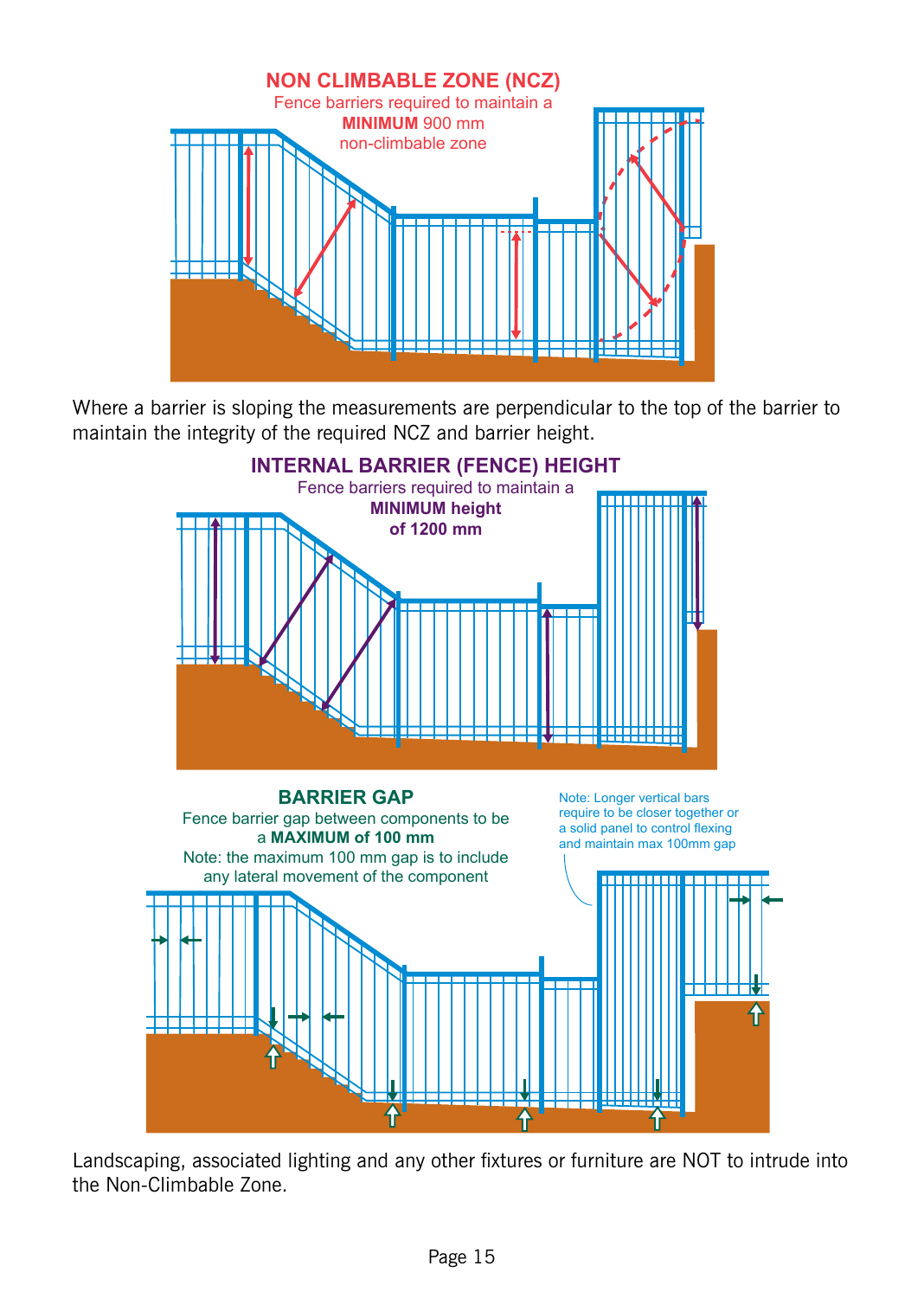## NON CLIMBABLE ZONE (NCZ)

Fence barriers required to maintain a **MINIMUM** 900 mm non-climbable zone

Where a barrier is sloping the measurements are perpendicular to the top of the barrier to maintain the integrity of the required NCZ and barrier height.

## INTERNAL BARRIER (FENCE) HEIGHT

Fence barriers required to maintain a **MINIMUM height of 1200 mm**

## BARRIER GAP

Fence barrier gap between components to be a **MAXIMUM of 100 mm**

Note: the maximum 100 mm gap is to include any lateral movement of the component

Note: Longer vertical bars require to be closer together or a solid panel to control flexing and maintain max 100mm gap

Landscaping, associated lighting and any other fixtures or furniture are NOT to intrude into the Non-Climbable Zone.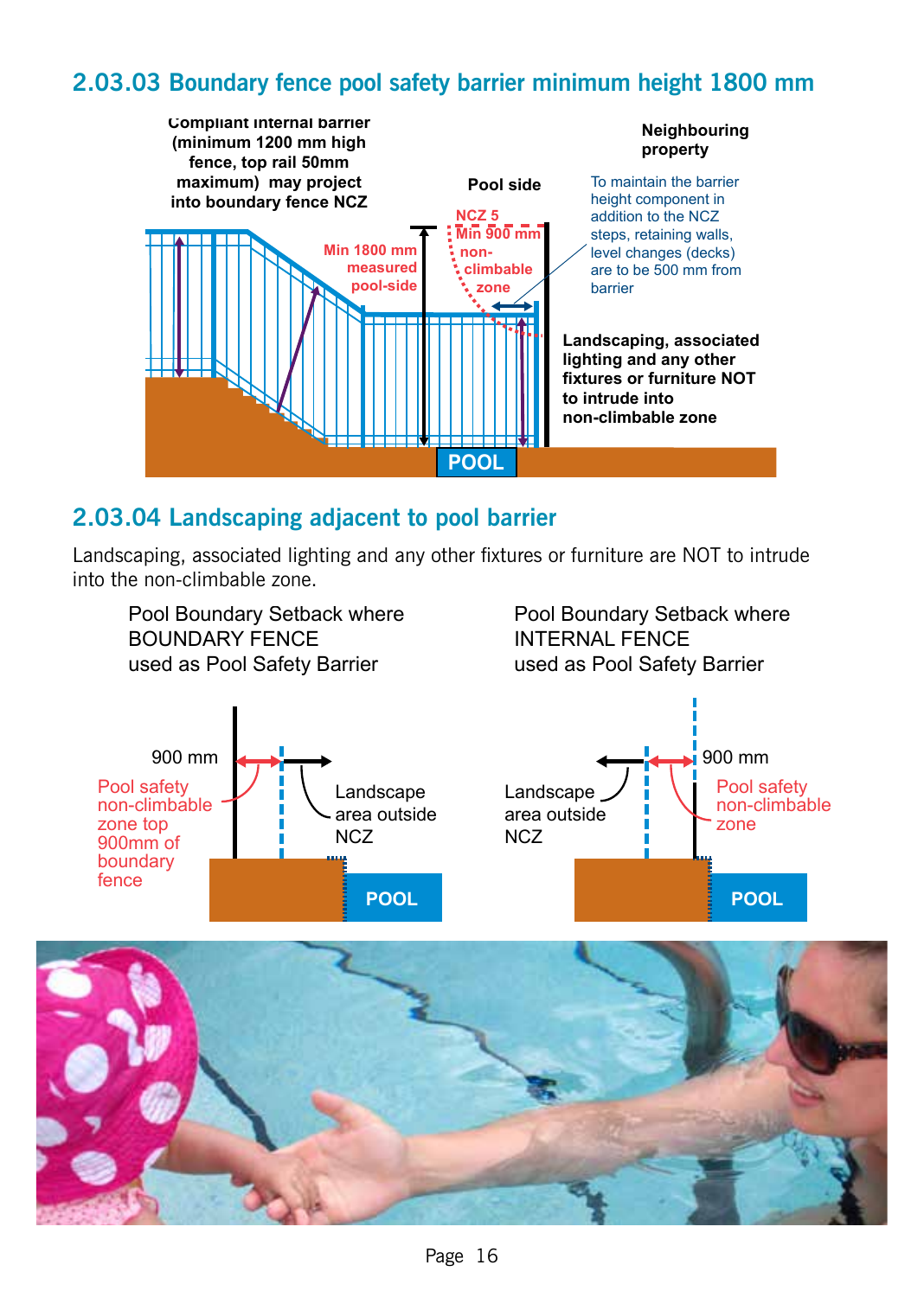## 2.03.03 Boundary fence pool safety barrier minimum height 1800 mm

Compliant internal barrier (minimum 1200 mm high fence, top rail 50mm maximum) may project into boundary fence NCZ

Neighbouring property

Pool side

NCZ 5 Min 900 mm non-climbable zone

Min 1800 mm measured pool-side

To maintain the barrier height component in addition to the NCZ steps, retaining walls, level changes (decks) are to be 500 mm from barrier

Landscaping, associated lighting and any other fixtures or furniture NOT to intrude into non-climbable zone

POOL

## 2.03.04 Landscaping adjacent to pool barrier

Landscaping, associated lighting and any other fixtures or furniture are NOT to intrude into the non-climbable zone.

Pool Boundary Setback where BOUNDARY FENCE used as Pool Safety Barrier

900 mm

Pool safety non-climbable zone top 900mm of boundary fence

Landscape area outside NCZ

POOL

Pool Boundary Setback where INTERNAL FENCE used as Pool Safety Barrier

900 mm

Pool safety non-climbable zone

Landscape area outside NCZ

POOL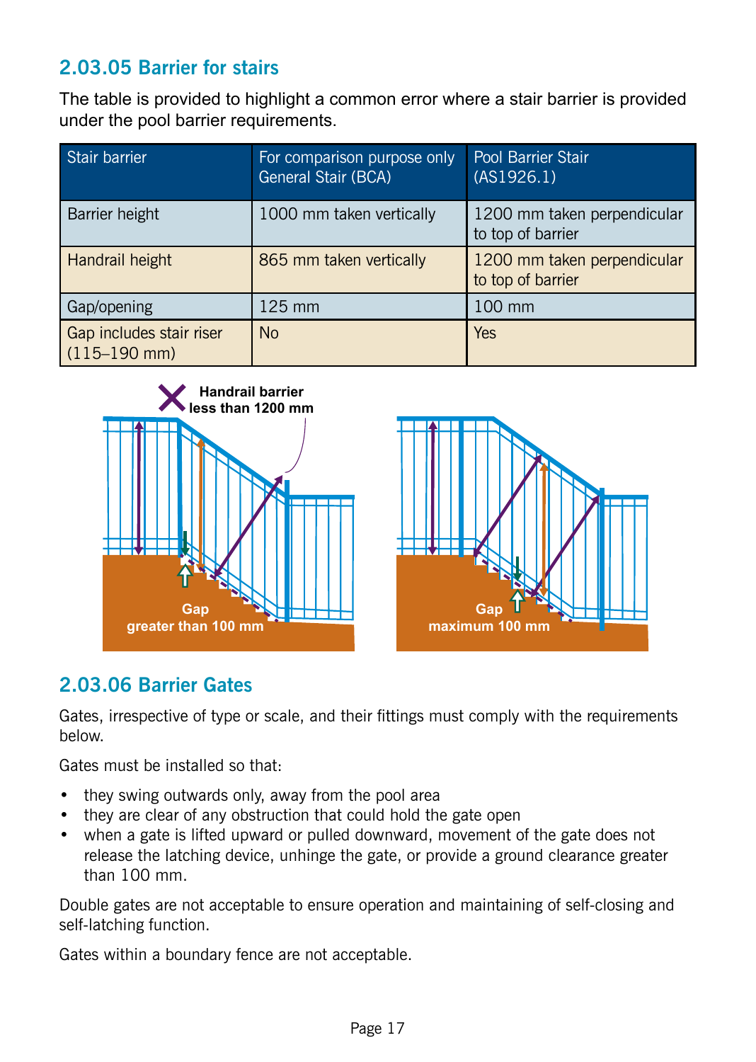## 2.03.05 Barrier for stairs

The table is provided to highlight a common error where a stair barrier is provided under the pool barrier requirements.

| Stair barrier | For comparison purpose only General Stair (BCA) | Pool Barrier Stair (AS1926.1) |
|---|---|---|
| Barrier height | 1000 mm taken vertically | 1200 mm taken perpendicular to top of barrier |
| Handrail height | 865 mm taken vertically | 1200 mm taken perpendicular to top of barrier |
| Gap/opening | 125 mm | 100 mm |
| Gap includes stair riser (115–190 mm) | No | Yes |

Handrail barrier less than 1200 mm

Gap greater than 100 mm

Gap maximum 100 mm

## 2.03.06 Barrier Gates

Gates, irrespective of type or scale, and their fittings must comply with the requirements below.

Gates must be installed so that:

- they swing outwards only, away from the pool area
- they are clear of any obstruction that could hold the gate open
- when a gate is lifted upward or pulled downward, movement of the gate does not release the latching device, unhinge the gate, or provide a ground clearance greater than 100 mm.

Double gates are not acceptable to ensure operation and maintaining of self-closing and self-latching function.

Gates within a boundary fence are not acceptable.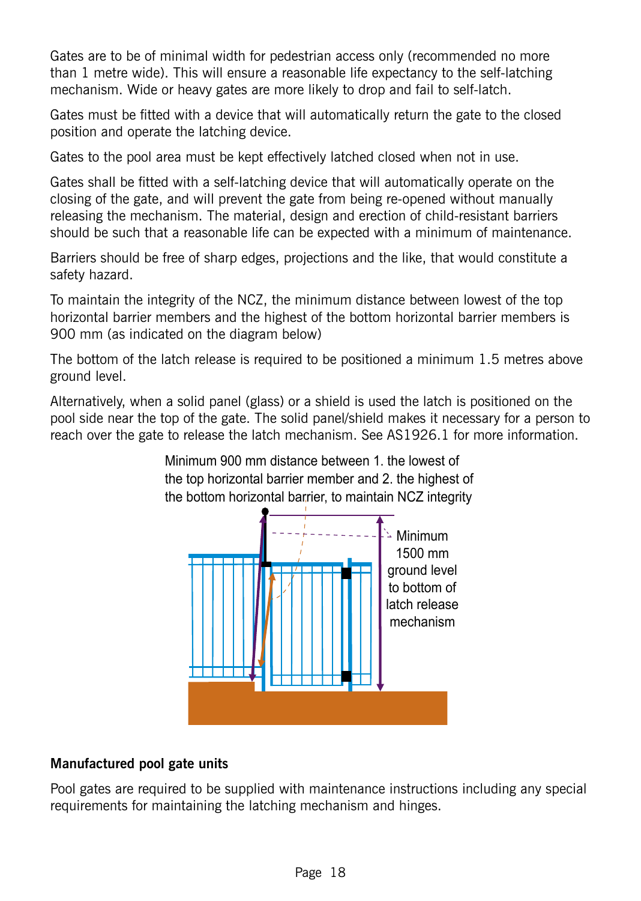Gates are to be of minimal width for pedestrian access only (recommended no more than 1 metre wide). This will ensure a reasonable life expectancy to the self-latching mechanism. Wide or heavy gates are more likely to drop and fail to self-latch.

Gates must be fitted with a device that will automatically return the gate to the closed position and operate the latching device.

Gates to the pool area must be kept effectively latched closed when not in use.

Gates shall be fitted with a self-latching device that will automatically operate on the closing of the gate, and will prevent the gate from being re-opened without manually releasing the mechanism. The material, design and erection of child-resistant barriers should be such that a reasonable life can be expected with a minimum of maintenance.

Barriers should be free of sharp edges, projections and the like, that would constitute a safety hazard.

To maintain the integrity of the NCZ, the minimum distance between lowest of the top horizontal barrier members and the highest of the bottom horizontal barrier members is 900 mm (as indicated on the diagram below)

The bottom of the latch release is required to be positioned a minimum 1.5 metres above ground level.

Alternatively, when a solid panel (glass) or a shield is used the latch is positioned on the pool side near the top of the gate. The solid panel/shield makes it necessary for a person to reach over the gate to release the latch mechanism. See AS1926.1 for more information.

Minimum 900 mm distance between 1. the lowest of the top horizontal barrier member and 2. the highest of the bottom horizontal barrier, to maintain NCZ integrity

Minimum 1500 mm ground level to bottom of latch release mechanism

**Manufactured pool gate units**

Pool gates are required to be supplied with maintenance instructions including any special requirements for maintaining the latching mechanism and hinges.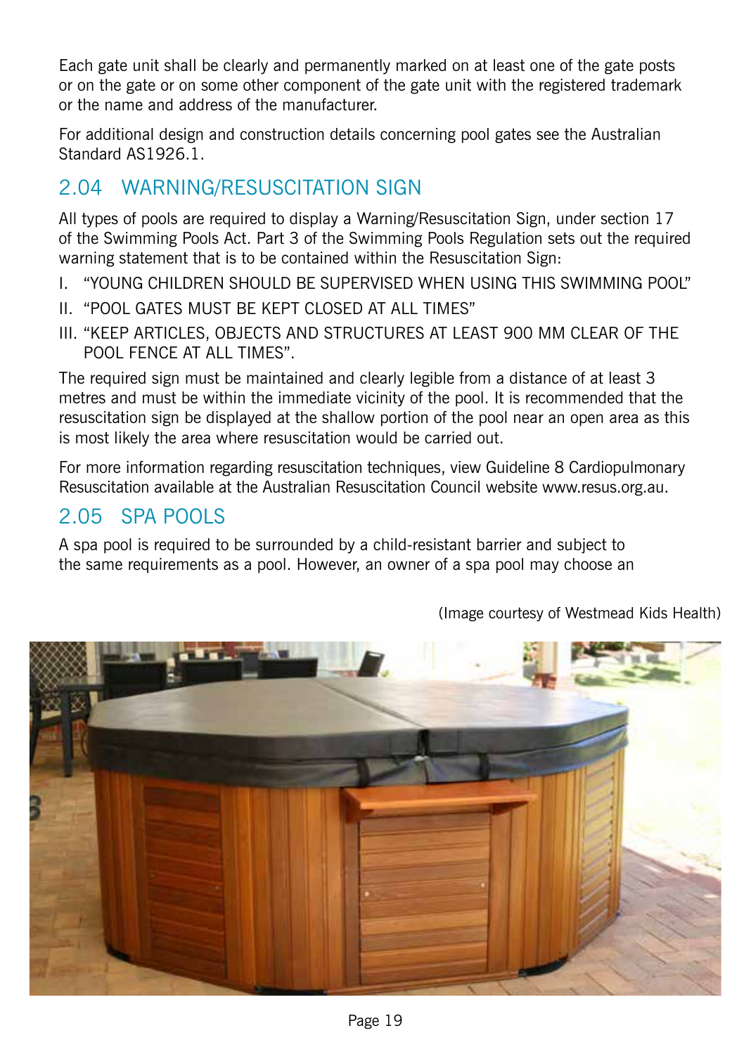Each gate unit shall be clearly and permanently marked on at least one of the gate posts or on the gate or on some other component of the gate unit with the registered trademark or the name and address of the manufacturer.

For additional design and construction details concerning pool gates see the Australian Standard AS1926.1.

## 2.04 WARNING/RESUSCITATION SIGN

All types of pools are required to display a Warning/Resuscitation Sign, under section 17 of the Swimming Pools Act. Part 3 of the Swimming Pools Regulation sets out the required warning statement that is to be contained within the Resuscitation Sign:

I. "YOUNG CHILDREN SHOULD BE SUPERVISED WHEN USING THIS SWIMMING POOL"

II. "POOL GATES MUST BE KEPT CLOSED AT ALL TIMES"

III. "KEEP ARTICLES, OBJECTS AND STRUCTURES AT LEAST 900 MM CLEAR OF THE POOL FENCE AT ALL TIMES".

The required sign must be maintained and clearly legible from a distance of at least 3 metres and must be within the immediate vicinity of the pool. It is recommended that the resuscitation sign be displayed at the shallow portion of the pool near an open area as this is most likely the area where resuscitation would be carried out.

For more information regarding resuscitation techniques, view Guideline 8 Cardiopulmonary Resuscitation available at the Australian Resuscitation Council website www.resus.org.au.

## 2.05 SPA POOLS

A spa pool is required to be surrounded by a child-resistant barrier and subject to the same requirements as a pool. However, an owner of a spa pool may choose an

(Image courtesy of Westmead Kids Health)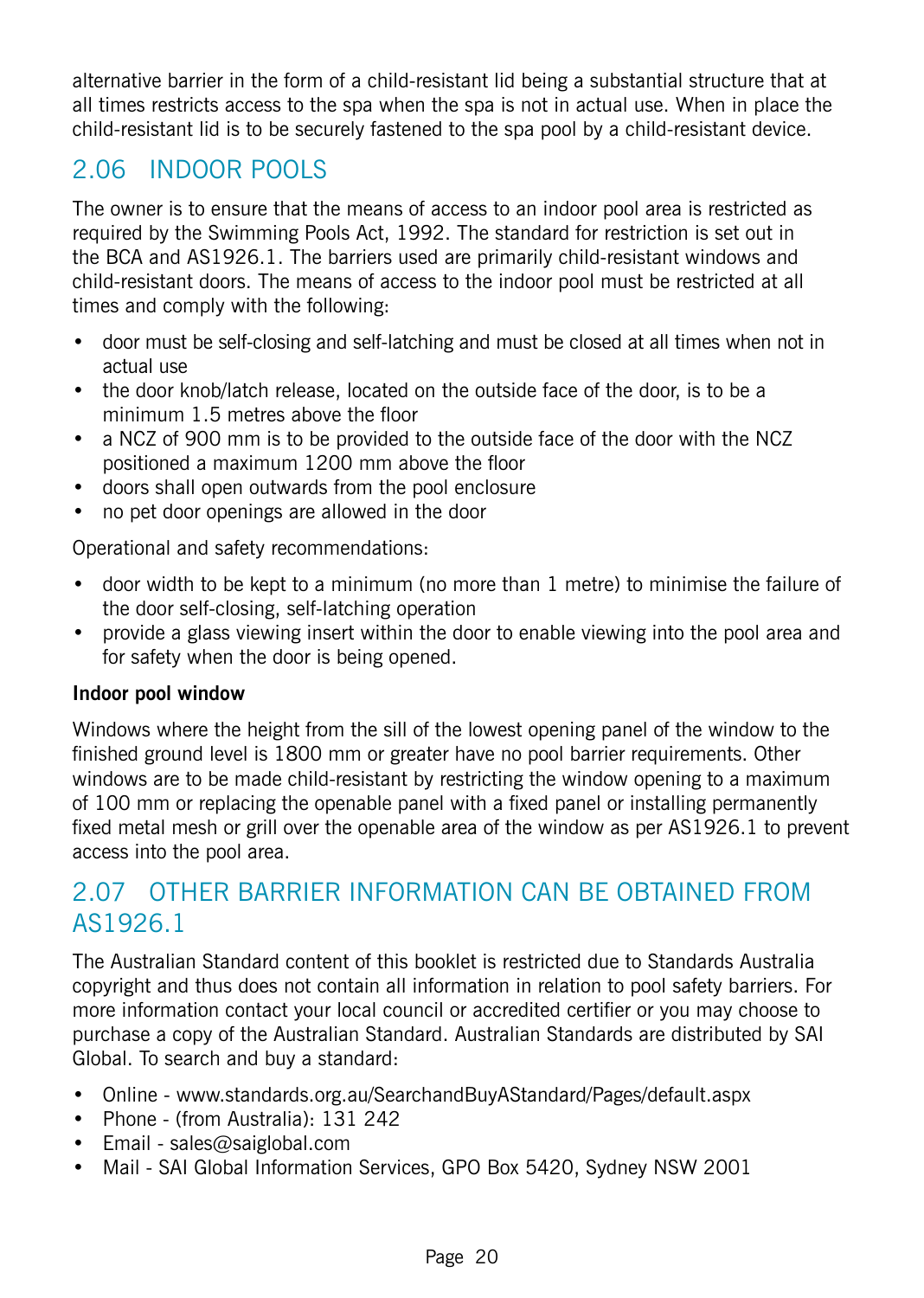alternative barrier in the form of a child-resistant lid being a substantial structure that at all times restricts access to the spa when the spa is not in actual use. When in place the child-resistant lid is to be securely fastened to the spa pool by a child-resistant device.

## 2.06 INDOOR POOLS

The owner is to ensure that the means of access to an indoor pool area is restricted as required by the Swimming Pools Act, 1992. The standard for restriction is set out in the BCA and AS1926.1. The barriers used are primarily child-resistant windows and child-resistant doors. The means of access to the indoor pool must be restricted at all times and comply with the following:

- door must be self-closing and self-latching and must be closed at all times when not in actual use
- the door knob/latch release, located on the outside face of the door, is to be a minimum 1.5 metres above the floor
- a NCZ of 900 mm is to be provided to the outside face of the door with the NCZ positioned a maximum 1200 mm above the floor
- doors shall open outwards from the pool enclosure
- no pet door openings are allowed in the door

Operational and safety recommendations:

- door width to be kept to a minimum (no more than 1 metre) to minimise the failure of the door self-closing, self-latching operation
- provide a glass viewing insert within the door to enable viewing into the pool area and for safety when the door is being opened.

**Indoor pool window**

Windows where the height from the sill of the lowest opening panel of the window to the finished ground level is 1800 mm or greater have no pool barrier requirements. Other windows are to be made child-resistant by restricting the window opening to a maximum of 100 mm or replacing the openable panel with a fixed panel or installing permanently fixed metal mesh or grill over the openable area of the window as per AS1926.1 to prevent access into the pool area.

## 2.07 OTHER BARRIER INFORMATION CAN BE OBTAINED FROM AS1926.1

The Australian Standard content of this booklet is restricted due to Standards Australia copyright and thus does not contain all information in relation to pool safety barriers. For more information contact your local council or accredited certifier or you may choose to purchase a copy of the Australian Standard. Australian Standards are distributed by SAI Global. To search and buy a standard:

- Online - www.standards.org.au/SearchandBuyAStandard/Pages/default.aspx
- Phone - (from Australia): 131 242
- Email - sales@saiglobal.com
- Mail - SAI Global Information Services, GPO Box 5420, Sydney NSW 2001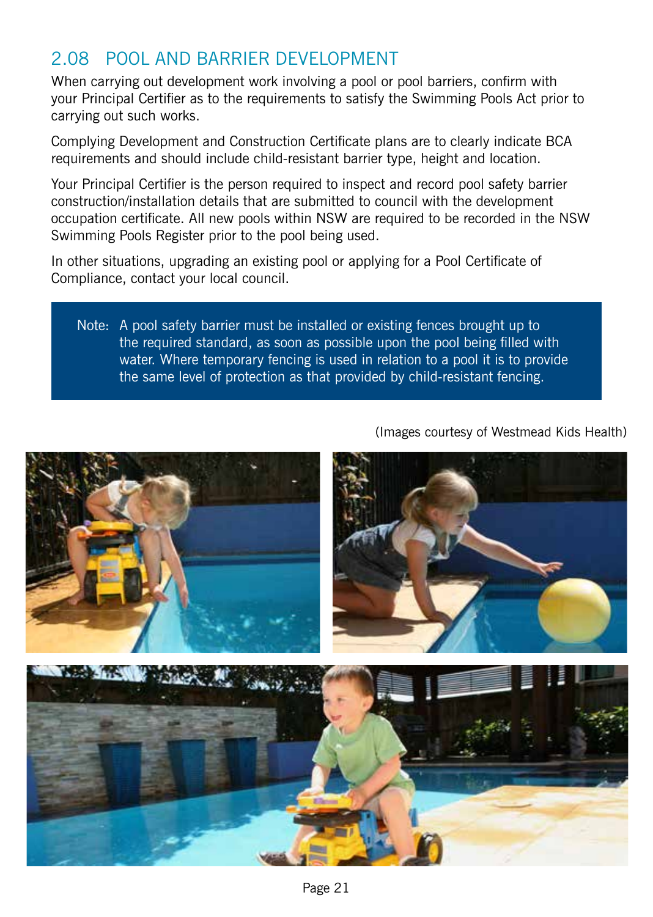## 2.08 POOL AND BARRIER DEVELOPMENT

When carrying out development work involving a pool or pool barriers, confirm with your Principal Certifier as to the requirements to satisfy the Swimming Pools Act prior to carrying out such works.

Complying Development and Construction Certificate plans are to clearly indicate BCA requirements and should include child-resistant barrier type, height and location.

Your Principal Certifier is the person required to inspect and record pool safety barrier construction/installation details that are submitted to council with the development occupation certificate. All new pools within NSW are required to be recorded in the NSW Swimming Pools Register prior to the pool being used.

In other situations, upgrading an existing pool or applying for a Pool Certificate of Compliance, contact your local council.

> Note: A pool safety barrier must be installed or existing fences brought up to the required standard, as soon as possible upon the pool being filled with water. Where temporary fencing is used in relation to a pool it is to provide the same level of protection as that provided by child-resistant fencing.

(Images courtesy of Westmead Kids Health)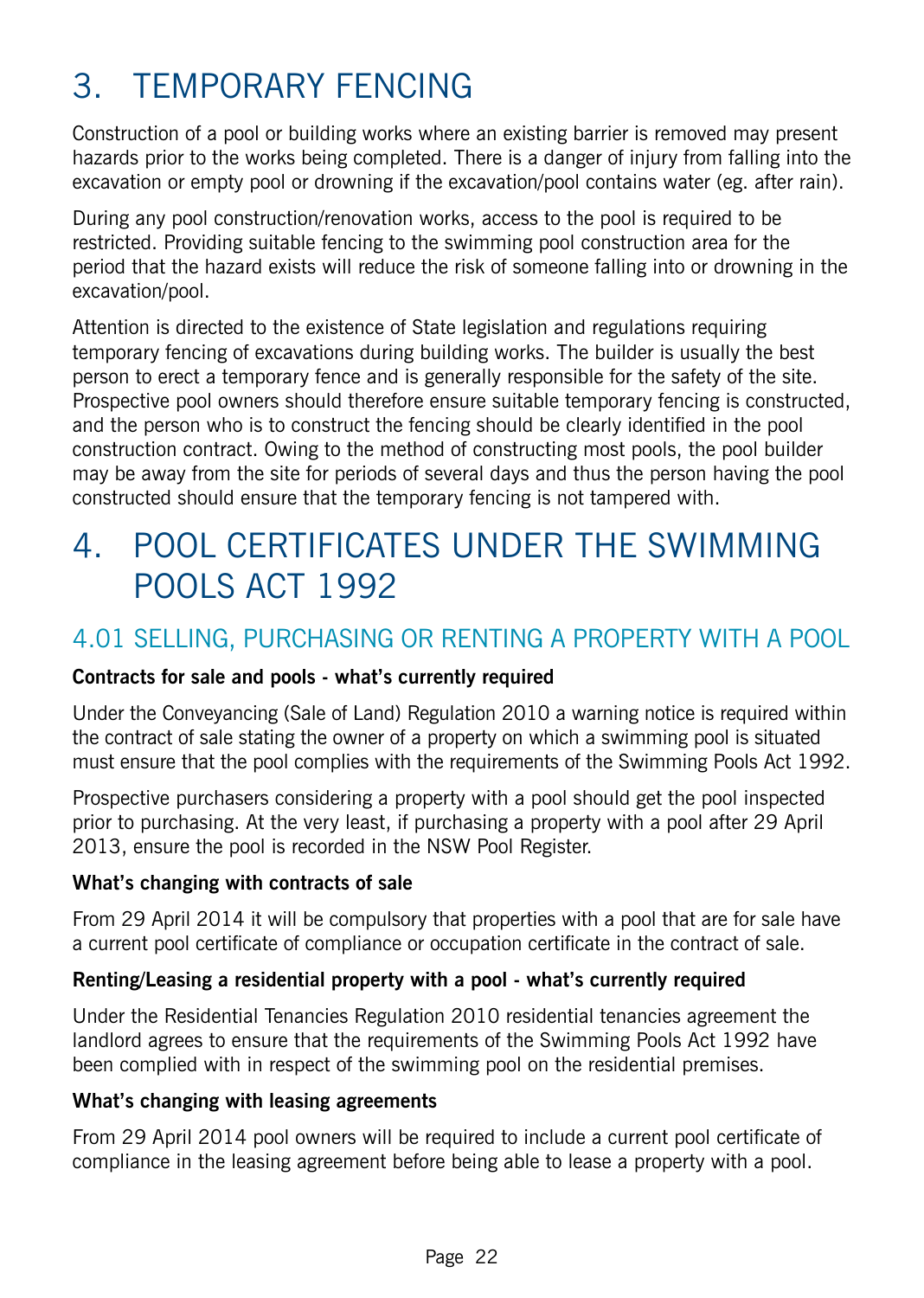# 3. TEMPORARY FENCING

Construction of a pool or building works where an existing barrier is removed may present hazards prior to the works being completed. There is a danger of injury from falling into the excavation or empty pool or drowning if the excavation/pool contains water (eg. after rain).

During any pool construction/renovation works, access to the pool is required to be restricted. Providing suitable fencing to the swimming pool construction area for the period that the hazard exists will reduce the risk of someone falling into or drowning in the excavation/pool.

Attention is directed to the existence of State legislation and regulations requiring temporary fencing of excavations during building works. The builder is usually the best person to erect a temporary fence and is generally responsible for the safety of the site. Prospective pool owners should therefore ensure suitable temporary fencing is constructed, and the person who is to construct the fencing should be clearly identified in the pool construction contract. Owing to the method of constructing most pools, the pool builder may be away from the site for periods of several days and thus the person having the pool constructed should ensure that the temporary fencing is not tampered with.

# 4. POOL CERTIFICATES UNDER THE SWIMMING POOLS ACT 1992

## 4.01 SELLING, PURCHASING OR RENTING A PROPERTY WITH A POOL

**Contracts for sale and pools - what's currently required**

Under the Conveyancing (Sale of Land) Regulation 2010 a warning notice is required within the contract of sale stating the owner of a property on which a swimming pool is situated must ensure that the pool complies with the requirements of the Swimming Pools Act 1992.

Prospective purchasers considering a property with a pool should get the pool inspected prior to purchasing. At the very least, if purchasing a property with a pool after 29 April 2013, ensure the pool is recorded in the NSW Pool Register.

**What's changing with contracts of sale**

From 29 April 2014 it will be compulsory that properties with a pool that are for sale have a current pool certificate of compliance or occupation certificate in the contract of sale.

**Renting/Leasing a residential property with a pool - what's currently required**

Under the Residential Tenancies Regulation 2010 residential tenancies agreement the landlord agrees to ensure that the requirements of the Swimming Pools Act 1992 have been complied with in respect of the swimming pool on the residential premises.

**What's changing with leasing agreements**

From 29 April 2014 pool owners will be required to include a current pool certificate of compliance in the leasing agreement before being able to lease a property with a pool.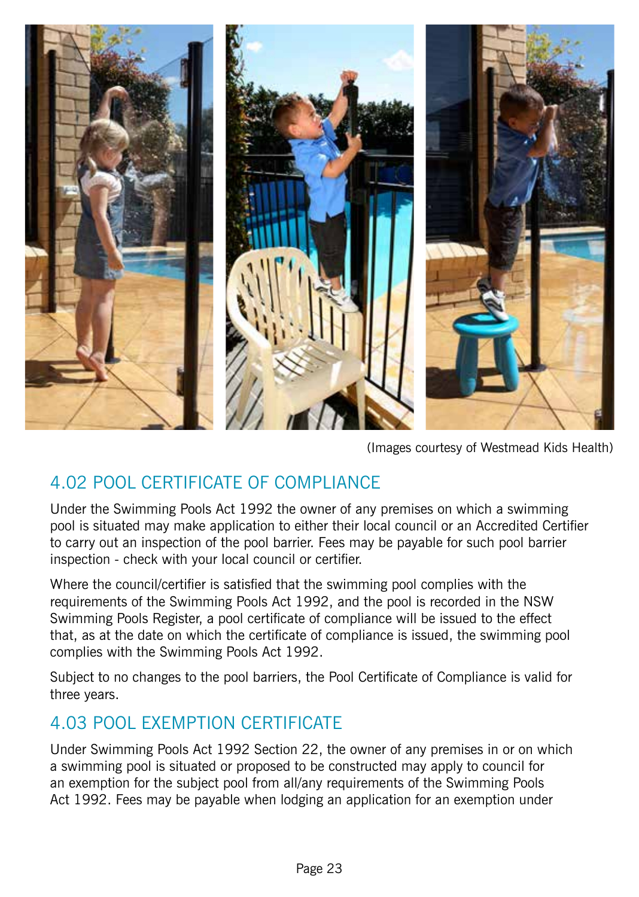(Images courtesy of Westmead Kids Health)

## 4.02 POOL CERTIFICATE OF COMPLIANCE

Under the Swimming Pools Act 1992 the owner of any premises on which a swimming pool is situated may make application to either their local council or an Accredited Certifier to carry out an inspection of the pool barrier. Fees may be payable for such pool barrier inspection - check with your local council or certifier.

Where the council/certifier is satisfied that the swimming pool complies with the requirements of the Swimming Pools Act 1992, and the pool is recorded in the NSW Swimming Pools Register, a pool certificate of compliance will be issued to the effect that, as at the date on which the certificate of compliance is issued, the swimming pool complies with the Swimming Pools Act 1992.

Subject to no changes to the pool barriers, the Pool Certificate of Compliance is valid for three years.

## 4.03 POOL EXEMPTION CERTIFICATE

Under Swimming Pools Act 1992 Section 22, the owner of any premises in or on which a swimming pool is situated or proposed to be constructed may apply to council for an exemption for the subject pool from all/any requirements of the Swimming Pools Act 1992. Fees may be payable when lodging an application for an exemption under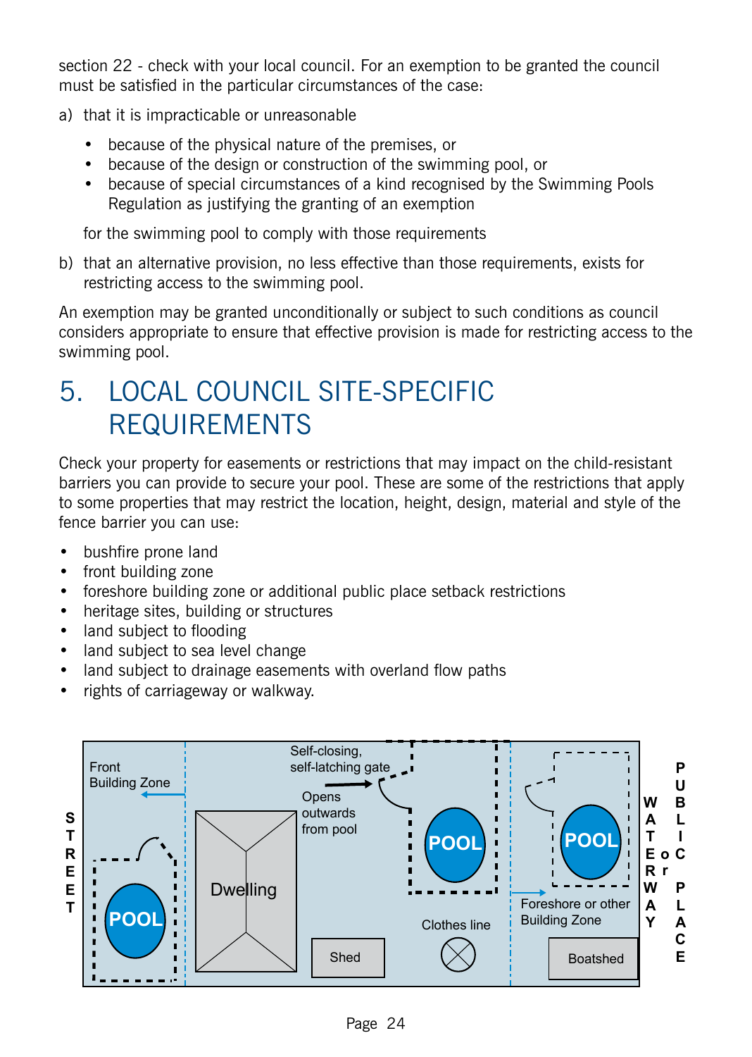section 22 - check with your local council. For an exemption to be granted the council must be satisfied in the particular circumstances of the case:

a) that it is impracticable or unreasonable

- because of the physical nature of the premises, or
- because of the design or construction of the swimming pool, or
- because of special circumstances of a kind recognised by the Swimming Pools Regulation as justifying the granting of an exemption

for the swimming pool to comply with those requirements

b) that an alternative provision, no less effective than those requirements, exists for restricting access to the swimming pool.

An exemption may be granted unconditionally or subject to such conditions as council considers appropriate to ensure that effective provision is made for restricting access to the swimming pool.

# 5. LOCAL COUNCIL SITE-SPECIFIC REQUIREMENTS

Check your property for easements or restrictions that may impact on the child-resistant barriers you can provide to secure your pool. These are some of the restrictions that apply to some properties that may restrict the location, height, design, material and style of the fence barrier you can use:

- bushfire prone land
- front building zone
- foreshore building zone or additional public place setback restrictions
- heritage sites, building or structures
- land subject to flooding
- land subject to sea level change
- land subject to drainage easements with overland flow paths
- rights of carriageway or walkway.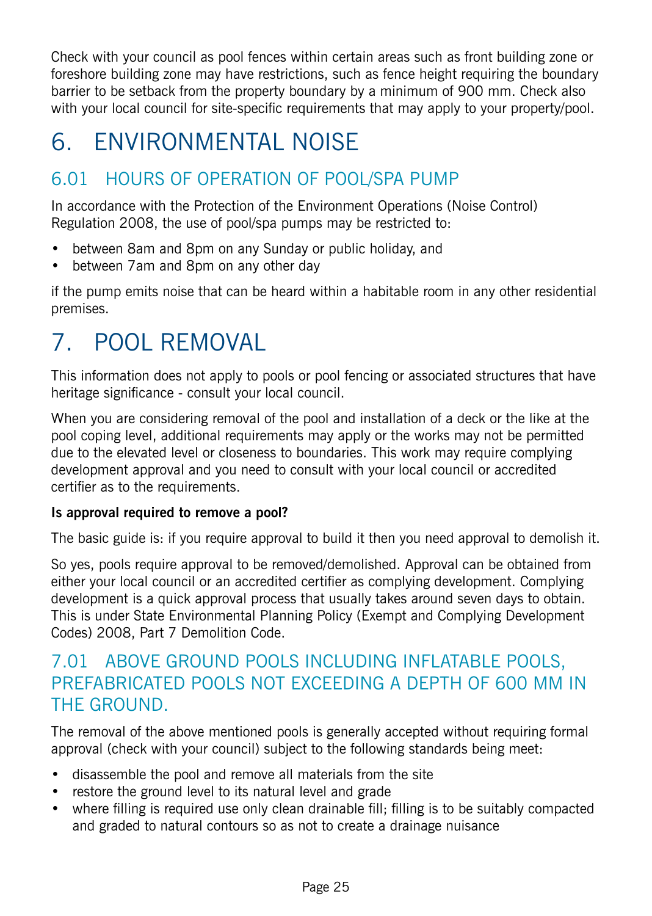Check with your council as pool fences within certain areas such as front building zone or foreshore building zone may have restrictions, such as fence height requiring the boundary barrier to be setback from the property boundary by a minimum of 900 mm. Check also with your local council for site-specific requirements that may apply to your property/pool.

# 6. ENVIRONMENTAL NOISE

## 6.01 HOURS OF OPERATION OF POOL/SPA PUMP

In accordance with the Protection of the Environment Operations (Noise Control) Regulation 2008, the use of pool/spa pumps may be restricted to:

- between 8am and 8pm on any Sunday or public holiday, and
- between 7am and 8pm on any other day

if the pump emits noise that can be heard within a habitable room in any other residential premises.

# 7. POOL REMOVAL

This information does not apply to pools or pool fencing or associated structures that have heritage significance - consult your local council.

When you are considering removal of the pool and installation of a deck or the like at the pool coping level, additional requirements may apply or the works may not be permitted due to the elevated level or closeness to boundaries. This work may require complying development approval and you need to consult with your local council or accredited certifier as to the requirements.

**Is approval required to remove a pool?**

The basic guide is: if you require approval to build it then you need approval to demolish it.

So yes, pools require approval to be removed/demolished. Approval can be obtained from either your local council or an accredited certifier as complying development. Complying development is a quick approval process that usually takes around seven days to obtain. This is under State Environmental Planning Policy (Exempt and Complying Development Codes) 2008, Part 7 Demolition Code.

## 7.01 ABOVE GROUND POOLS INCLUDING INFLATABLE POOLS, PREFABRICATED POOLS NOT EXCEEDING A DEPTH OF 600 MM IN THE GROUND.

The removal of the above mentioned pools is generally accepted without requiring formal approval (check with your council) subject to the following standards being meet:

- disassemble the pool and remove all materials from the site
- restore the ground level to its natural level and grade
- where filling is required use only clean drainable fill; filling is to be suitably compacted and graded to natural contours so as not to create a drainage nuisance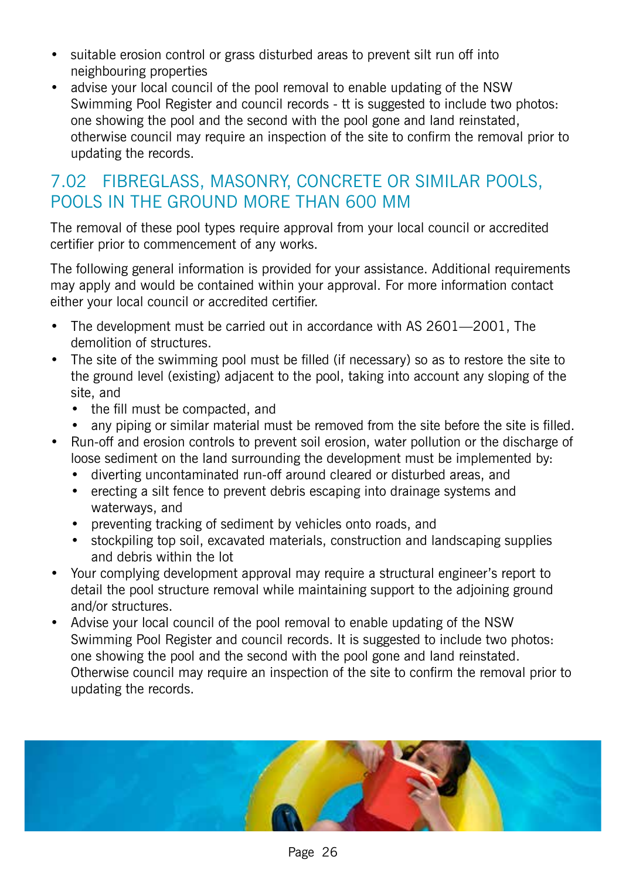- suitable erosion control or grass disturbed areas to prevent silt run off into neighbouring properties
- advise your local council of the pool removal to enable updating of the NSW Swimming Pool Register and council records - tt is suggested to include two photos: one showing the pool and the second with the pool gone and land reinstated, otherwise council may require an inspection of the site to confirm the removal prior to updating the records.

## 7.02 FIBREGLASS, MASONRY, CONCRETE OR SIMILAR POOLS, POOLS IN THE GROUND MORE THAN 600 MM

The removal of these pool types require approval from your local council or accredited certifier prior to commencement of any works.

The following general information is provided for your assistance. Additional requirements may apply and would be contained within your approval. For more information contact either your local council or accredited certifier.

- The development must be carried out in accordance with AS 2601—2001, The demolition of structures.
- The site of the swimming pool must be filled (if necessary) so as to restore the site to the ground level (existing) adjacent to the pool, taking into account any sloping of the site, and
  - the fill must be compacted, and
  - any piping or similar material must be removed from the site before the site is filled.
- Run-off and erosion controls to prevent soil erosion, water pollution or the discharge of loose sediment on the land surrounding the development must be implemented by:
  - diverting uncontaminated run-off around cleared or disturbed areas, and
  - erecting a silt fence to prevent debris escaping into drainage systems and waterways, and
  - preventing tracking of sediment by vehicles onto roads, and
  - stockpiling top soil, excavated materials, construction and landscaping supplies and debris within the lot
- Your complying development approval may require a structural engineer's report to detail the pool structure removal while maintaining support to the adjoining ground and/or structures.
- Advise your local council of the pool removal to enable updating of the NSW Swimming Pool Register and council records. It is suggested to include two photos: one showing the pool and the second with the pool gone and land reinstated. Otherwise council may require an inspection of the site to confirm the removal prior to updating the records.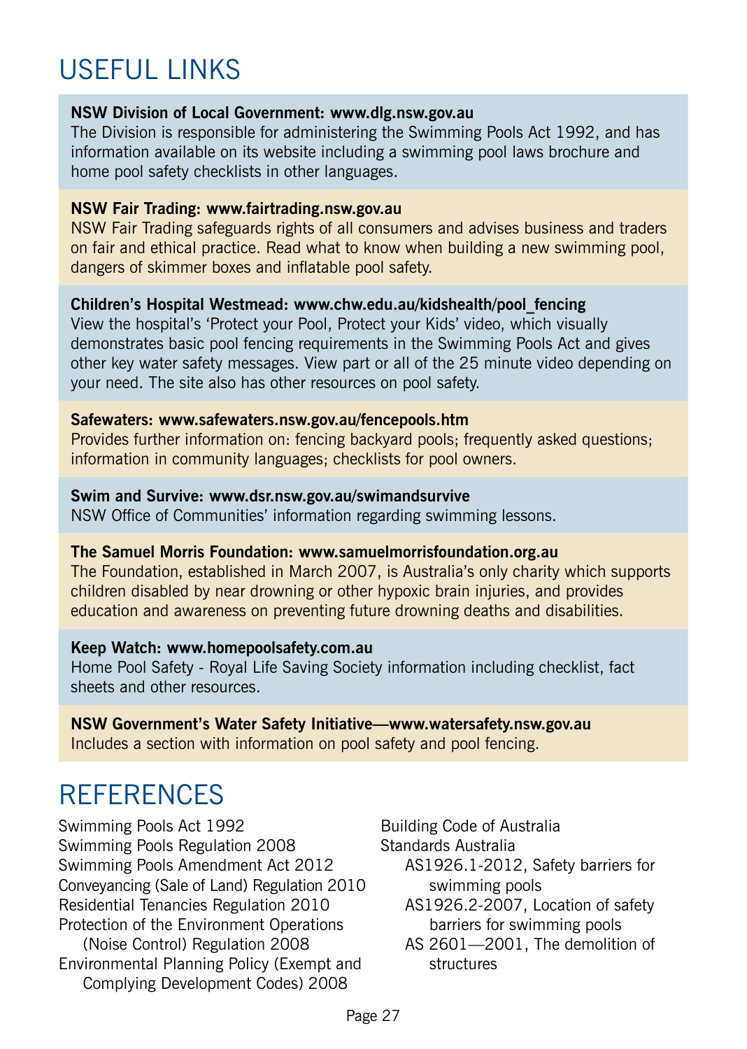# USEFUL LINKS

**NSW Division of Local Government: www.dlg.nsw.gov.au**
The Division is responsible for administering the Swimming Pools Act 1992, and has information available on its website including a swimming pool laws brochure and home pool safety checklists in other languages.

**NSW Fair Trading: www.fairtrading.nsw.gov.au**
NSW Fair Trading safeguards rights of all consumers and advises business and traders on fair and ethical practice. Read what to know when building a new swimming pool, dangers of skimmer boxes and inflatable pool safety.

**Children's Hospital Westmead: www.chw.edu.au/kidshealth/pool_fencing**
View the hospital's 'Protect your Pool, Protect your Kids' video, which visually demonstrates basic pool fencing requirements in the Swimming Pools Act and gives other key water safety messages. View part or all of the 25 minute video depending on your need. The site also has other resources on pool safety.

**Safewaters: www.safewaters.nsw.gov.au/fencepools.htm**
Provides further information on: fencing backyard pools; frequently asked questions; information in community languages; checklists for pool owners.

**Swim and Survive: www.dsr.nsw.gov.au/swimandsurvive**
NSW Office of Communities' information regarding swimming lessons.

**The Samuel Morris Foundation: www.samuelmorrisfoundation.org.au**
The Foundation, established in March 2007, is Australia's only charity which supports children disabled by near drowning or other hypoxic brain injuries, and provides education and awareness on preventing future drowning deaths and disabilities.

**Keep Watch: www.homepoolsafety.com.au**
Home Pool Safety - Royal Life Saving Society information including checklist, fact sheets and other resources.

**NSW Government's Water Safety Initiative—www.watersafety.nsw.gov.au**
Includes a section with information on pool safety and pool fencing.

# REFERENCES

Swimming Pools Act 1992
Swimming Pools Regulation 2008
Swimming Pools Amendment Act 2012
Conveyancing (Sale of Land) Regulation 2010
Residential Tenancies Regulation 2010
Protection of the Environment Operations (Noise Control) Regulation 2008
Environmental Planning Policy (Exempt and Complying Development Codes) 2008
Building Code of Australia
Standards Australia
- AS1926.1-2012, Safety barriers for swimming pools
- AS1926.2-2007, Location of safety barriers for swimming pools
- AS 2601—2001, The demolition of structures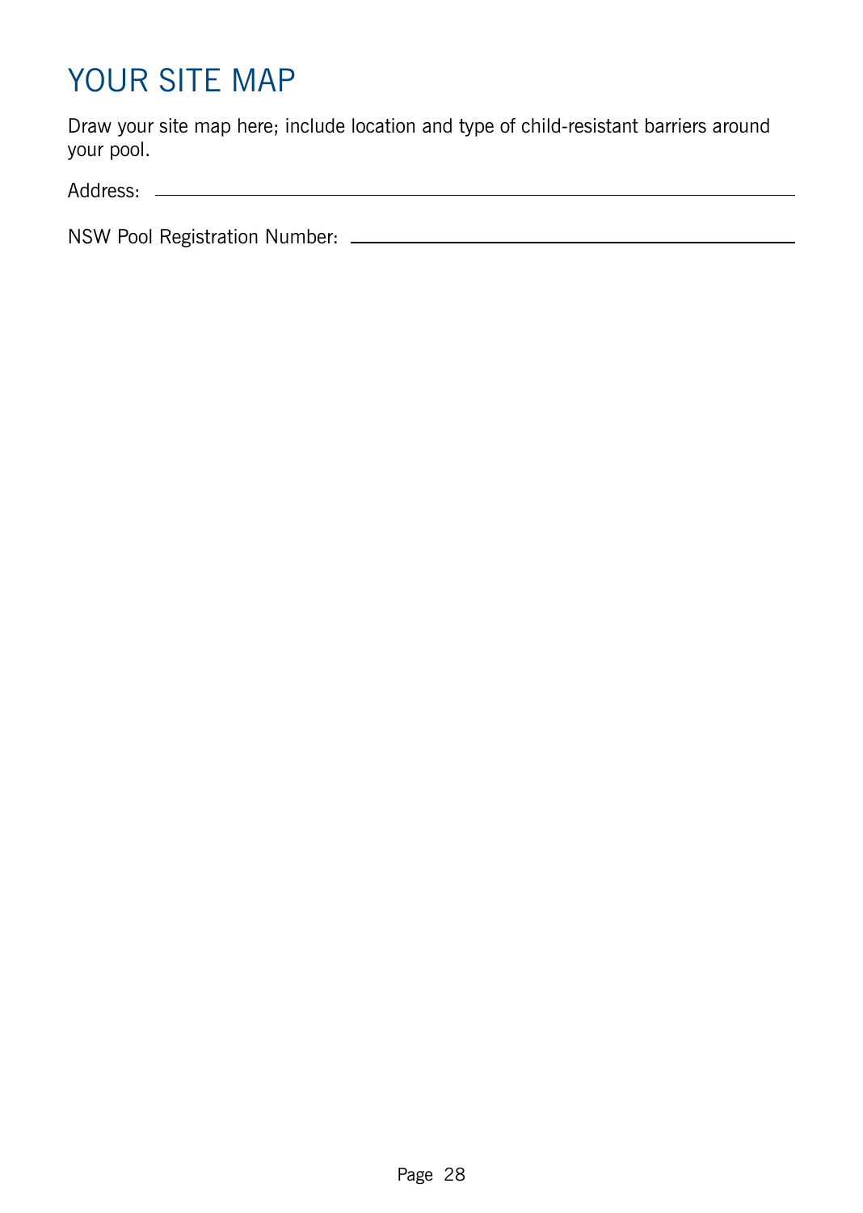# YOUR SITE MAP

Draw your site map here; include location and type of child-resistant barriers around your pool.

Address: \_\_\_\_\_\_\_\_\_\_\_\_\_\_\_\_\_\_\_\_\_\_\_\_\_\_\_\_\_\_\_\_\_\_\_\_\_\_\_\_\_\_\_\_\_\_\_\_\_\_\_\_\_\_

NSW Pool Registration Number: \_\_\_\_\_\_\_\_\_\_\_\_\_\_\_\_\_\_\_\_\_\_\_\_\_\_\_\_\_\_\_\_\_\_\_\_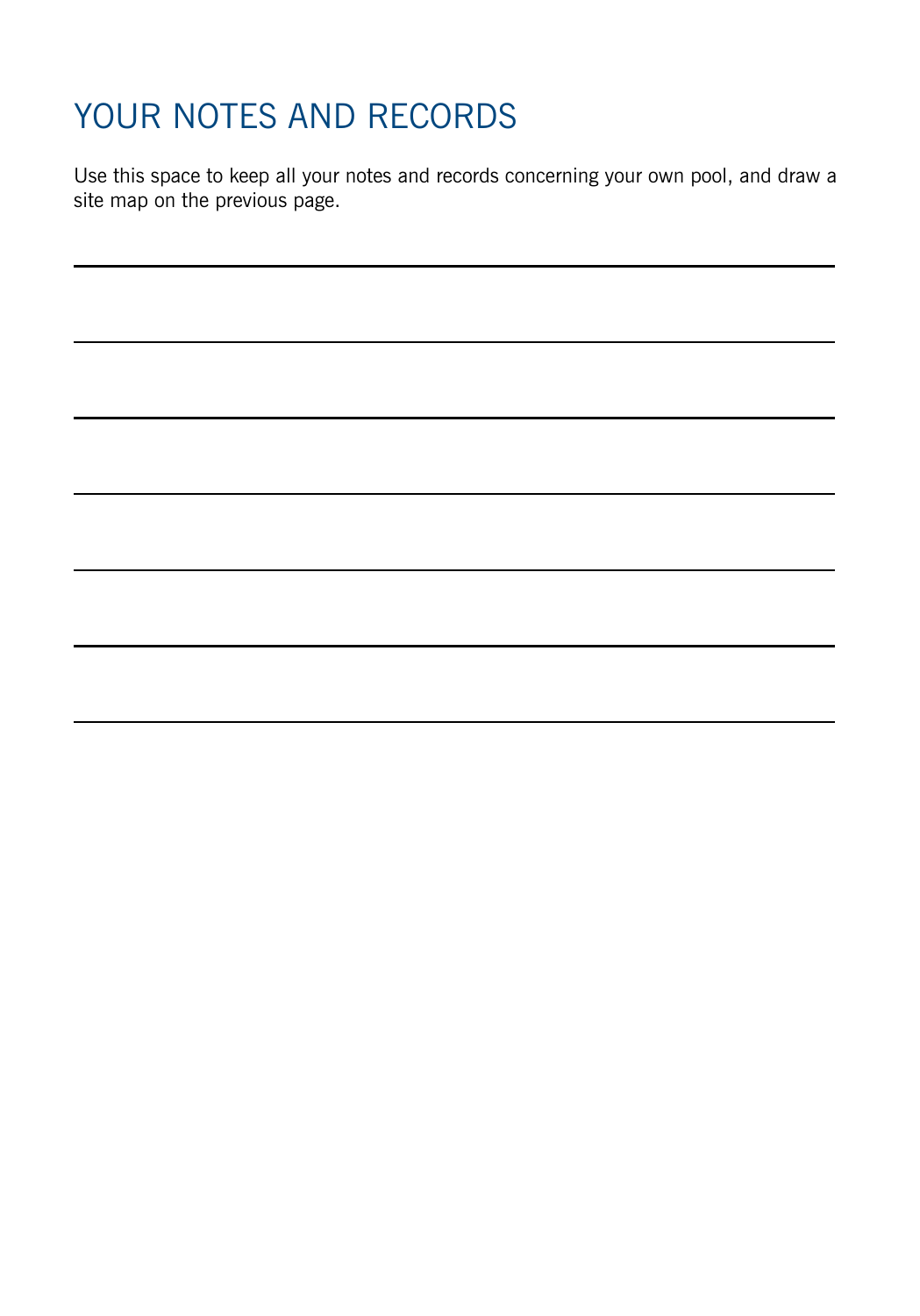# YOUR NOTES AND RECORDS

Use this space to keep all your notes and records concerning your own pool, and draw a site map on the previous page.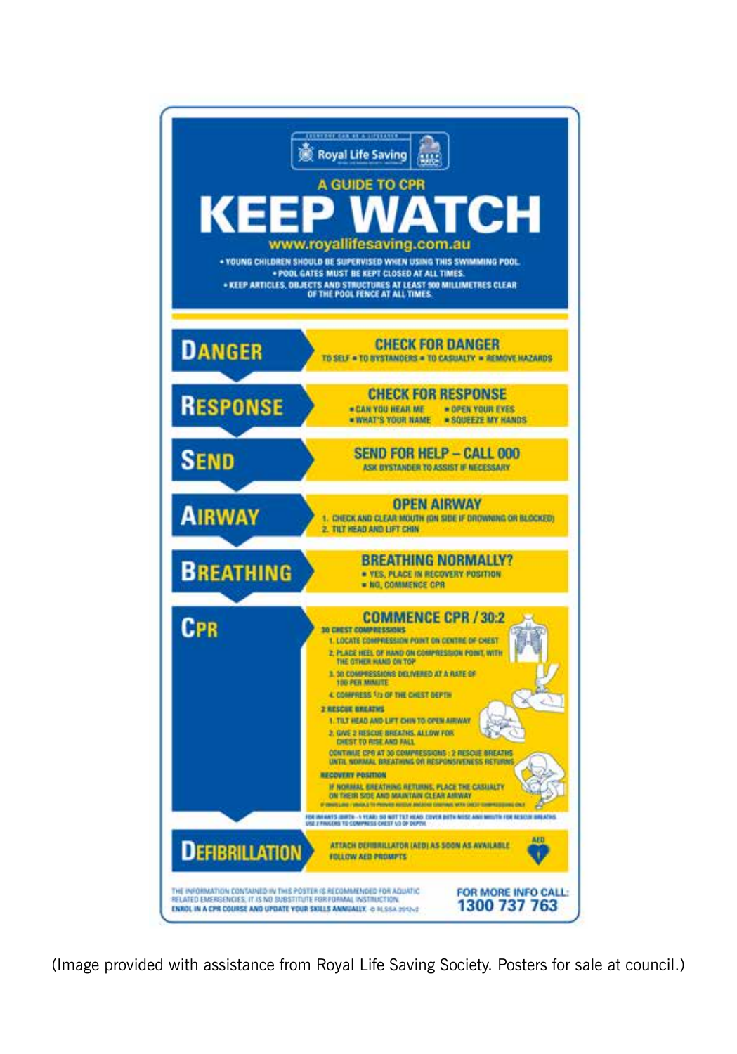Royal Life Saving

A GUIDE TO CPR

# KEEP WATCH

www.royallifesaving.com.au

- YOUNG CHILDREN SHOULD BE SUPERVISED WHEN USING THIS SWIMMING POOL.
- POOL GATES MUST BE KEPT CLOSED AT ALL TIMES.
- KEEP ARTICLES, OBJECTS AND STRUCTURES AT LEAST 900 MILLIMETRES CLEAR OF THE POOL FENCE AT ALL TIMES.

## DANGER

**CHECK FOR DANGER**

TO SELF • TO BYSTANDERS • TO CASUALTY • REMOVE HAZARDS

## RESPONSE

**CHECK FOR RESPONSE**

- CAN YOU HEAR ME
- OPEN YOUR EYES
- WHAT'S YOUR NAME
- SQUEEZE MY HANDS

## SEND

**SEND FOR HELP – CALL 000**

ASK BYSTANDER TO ASSIST IF NECESSARY

## AIRWAY

**OPEN AIRWAY**

1. CHECK AND CLEAR MOUTH (ON SIDE IF DROWNING OR BLOCKED)
2. TILT HEAD AND LIFT CHIN

## BREATHING

**BREATHING NORMALLY?**

- YES, PLACE IN RECOVERY POSITION
- NO, COMMENCE CPR

## CPR

**COMMENCE CPR / 30:2**

**30 CHEST COMPRESSIONS**

1. LOCATE COMPRESSION POINT ON CENTRE OF CHEST
2. PLACE HEEL OF HAND ON COMPRESSION POINT, WITH THE OTHER HAND ON TOP
3. 30 COMPRESSIONS DELIVERED AT A RATE OF 100 PER MINUTE
4. COMPRESS 1/3 OF THE CHEST DEPTH

**2 RESCUE BREATHS**

1. TILT HEAD AND LIFT CHIN TO OPEN AIRWAY
2. GIVE 2 RESCUE BREATHS, ALLOW FOR CHEST TO RISE AND FALL

CONTINUE CPR AT 30 COMPRESSIONS : 2 RESCUE BREATHS UNTIL NORMAL BREATHING OR RESPONSIVENESS RETURNS

**RECOVERY POSITION**

IF NORMAL BREATHING RETURNS, PLACE THE CASUALTY ON THEIR SIDE AND MAINTAIN CLEAR AIRWAY

IF UNWILLING / UNABLE TO PROVIDE RESCUE BREATHS CONTINUE WITH CHEST COMPRESSIONS ONLY

FOR INFANTS (BIRTH – 1 YEAR) DO NOT TILT HEAD. COVER BOTH NOSE AND MOUTH FOR RESCUE BREATHS. USE 2 FINGERS TO COMPRESS CHEST 1/3 OF DEPTH

## DEFIBRILLATION

ATTACH DEFIBRILLATOR (AED) AS SOON AS AVAILABLE
FOLLOW AED PROMPTS

AED

THE INFORMATION CONTAINED IN THIS POSTER IS RECOMMENDED FOR AQUATIC RELATED EMERGENCIES. IT IS NO SUBSTITUTE FOR FORMAL INSTRUCTION.
ENROL IN A CPR COURSE AND UPDATE YOUR SKILLS ANNUALLY. © RLSSA 2012v2

FOR MORE INFO CALL:
1300 737 763

(Image provided with assistance from Royal Life Saving Society. Posters for sale at council.)